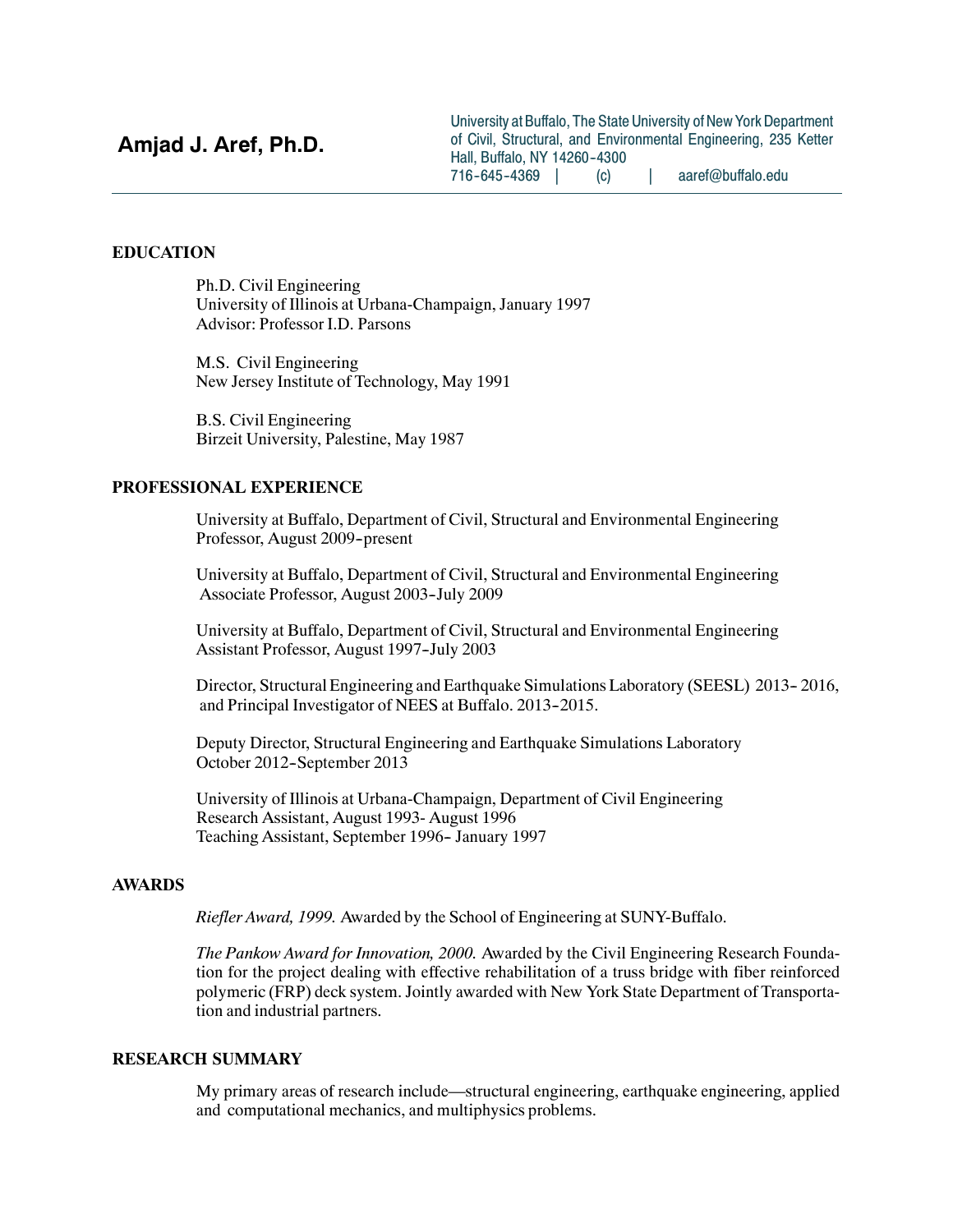# Amjad J. Aref, Ph.D.

University at Buffalo, The State University of New York Department of Civil, Structural, and Environmental Engineering, 235 Ketter Hall, Buffalo, NY 14260-4300
716-645-4369 | (c) | aaref@buffalo.edu

## EDUCATION

Ph.D. Civil Engineering
University of Illinois at Urbana-Champaign, January 1997
Advisor: Professor I.D. Parsons

M.S. Civil Engineering
New Jersey Institute of Technology, May 1991

B.S. Civil Engineering
Birzeit University, Palestine, May 1987

## PROFESSIONAL EXPERIENCE

University at Buffalo, Department of Civil, Structural and Environmental Engineering
Professor, August 2009–present

University at Buffalo, Department of Civil, Structural and Environmental Engineering
Associate Professor, August 2003–July 2009

University at Buffalo, Department of Civil, Structural and Environmental Engineering
Assistant Professor, August 1997–July 2003

Director, Structural Engineering and Earthquake Simulations Laboratory (SEESL) 2013– 2016, and Principal Investigator of NEES at Buffalo. 2013–2015.

Deputy Director, Structural Engineering and Earthquake Simulations Laboratory
October 2012–September 2013

University of Illinois at Urbana-Champaign, Department of Civil Engineering
Research Assistant, August 1993- August 1996
Teaching Assistant, September 1996– January 1997

## AWARDS

*Riefler Award, 1999.* Awarded by the School of Engineering at SUNY-Buffalo.

*The Pankow Award for Innovation, 2000.* Awarded by the Civil Engineering Research Foundation for the project dealing with effective rehabilitation of a truss bridge with fiber reinforced polymeric (FRP) deck system. Jointly awarded with New York State Department of Transportation and industrial partners.

## RESEARCH SUMMARY

My primary areas of research include—structural engineering, earthquake engineering, applied and computational mechanics, and multiphysics problems.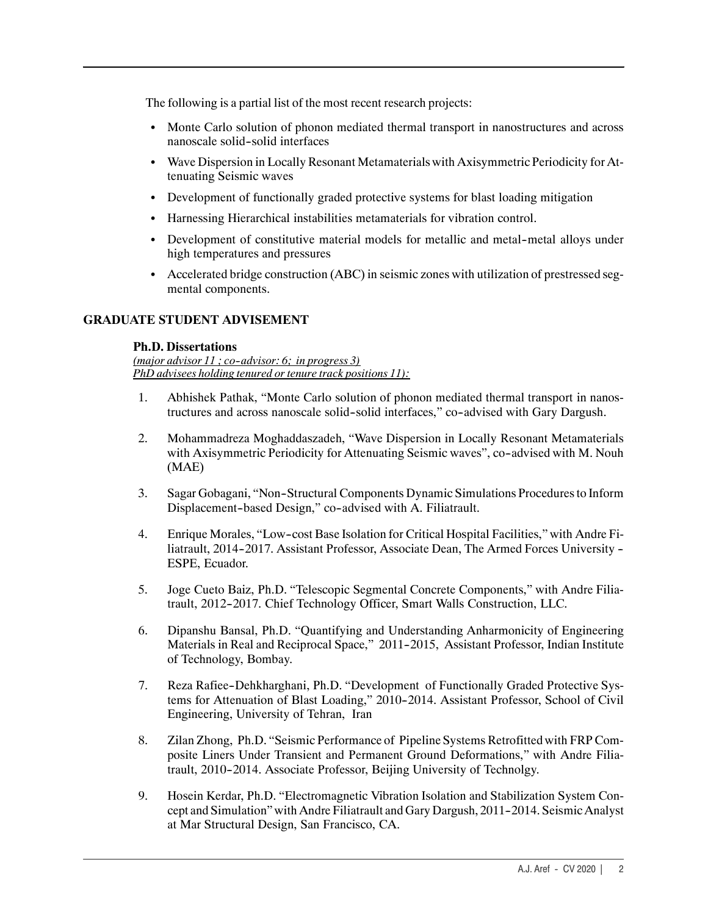The following is a partial list of the most recent research projects:

- Monte Carlo solution of phonon mediated thermal transport in nanostructures and across nanoscale solid-solid interfaces
- Wave Dispersion in Locally Resonant Metamaterials with Axisymmetric Periodicity for Attenuating Seismic waves
- Development of functionally graded protective systems for blast loading mitigation
- Harnessing Hierarchical instabilities metamaterials for vibration control.
- Development of constitutive material models for metallic and metal-metal alloys under high temperatures and pressures
- Accelerated bridge construction (ABC) in seismic zones with utilization of prestressed segmental components.

## GRADUATE STUDENT ADVISEMENT

### Ph.D. Dissertations

*(major advisor 11 ; co-advisor: 6; in progress 3)*
*PhD advisees holding tenured or tenure track positions 11):*

1. Abhishek Pathak, "Monte Carlo solution of phonon mediated thermal transport in nanostructures and across nanoscale solid-solid interfaces," co-advised with Gary Dargush.
2. Mohammadreza Moghaddaszadeh, "Wave Dispersion in Locally Resonant Metamaterials with Axisymmetric Periodicity for Attenuating Seismic waves", co-advised with M. Nouh (MAE)
3. Sagar Gobagani, "Non-Structural Components Dynamic Simulations Procedures to Inform Displacement-based Design," co-advised with A. Filiatrault.
4. Enrique Morales, "Low-cost Base Isolation for Critical Hospital Facilities," with Andre Filiatrault, 2014-2017. Assistant Professor, Associate Dean, The Armed Forces University - ESPE, Ecuador.
5. Joge Cueto Baiz, Ph.D. "Telescopic Segmental Concrete Components," with Andre Filiatrault, 2012-2017. Chief Technology Officer, Smart Walls Construction, LLC.
6. Dipanshu Bansal, Ph.D. "Quantifying and Understanding Anharmonicity of Engineering Materials in Real and Reciprocal Space," 2011-2015, Assistant Professor, Indian Institute of Technology, Bombay.
7. Reza Rafiee-Dehkharghani, Ph.D. "Development of Functionally Graded Protective Systems for Attenuation of Blast Loading," 2010-2014. Assistant Professor, School of Civil Engineering, University of Tehran, Iran
8. Zilan Zhong, Ph.D. "Seismic Performance of Pipeline Systems Retrofitted with FRP Composite Liners Under Transient and Permanent Ground Deformations," with Andre Filiatrault, 2010-2014. Associate Professor, Beijing University of Technolgy.
9. Hosein Kerdar, Ph.D. "Electromagnetic Vibration Isolation and Stabilization System Concept and Simulation" with Andre Filiatrault and Gary Dargush, 2011-2014. Seismic Analyst at Mar Structural Design, San Francisco, CA.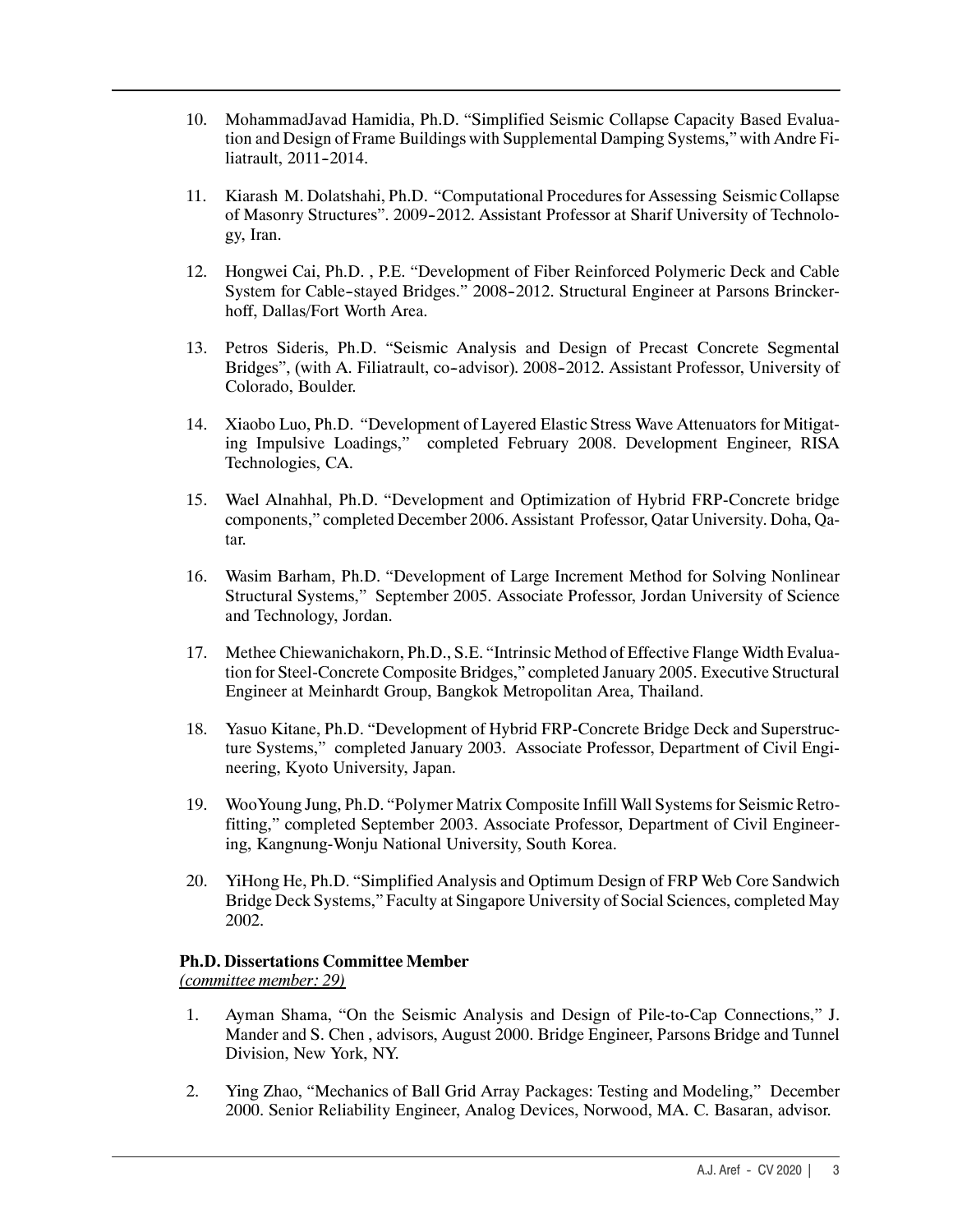10. MohammadJavad Hamidia, Ph.D. "Simplified Seismic Collapse Capacity Based Evaluation and Design of Frame Buildings with Supplemental Damping Systems," with Andre Filiatrault, 2011-2014.

11. Kiarash M. Dolatshahi, Ph.D. "Computational Procedures for Assessing Seismic Collapse of Masonry Structures". 2009-2012. Assistant Professor at Sharif University of Technology, Iran.

12. Hongwei Cai, Ph.D. , P.E. "Development of Fiber Reinforced Polymeric Deck and Cable System for Cable-stayed Bridges." 2008-2012. Structural Engineer at Parsons Brinckerhoff, Dallas/Fort Worth Area.

13. Petros Sideris, Ph.D. "Seismic Analysis and Design of Precast Concrete Segmental Bridges", (with A. Filiatrault, co-advisor). 2008-2012. Assistant Professor, University of Colorado, Boulder.

14. Xiaobo Luo, Ph.D. "Development of Layered Elastic Stress Wave Attenuators for Mitigating Impulsive Loadings," completed February 2008. Development Engineer, RISA Technologies, CA.

15. Wael Alnahhal, Ph.D. "Development and Optimization of Hybrid FRP-Concrete bridge components," completed December 2006. Assistant Professor, Qatar University. Doha, Qatar.

16. Wasim Barham, Ph.D. "Development of Large Increment Method for Solving Nonlinear Structural Systems," September 2005. Associate Professor, Jordan University of Science and Technology, Jordan.

17. Methee Chiewanichakorn, Ph.D., S.E. "Intrinsic Method of Effective Flange Width Evaluation for Steel-Concrete Composite Bridges," completed January 2005. Executive Structural Engineer at Meinhardt Group, Bangkok Metropolitan Area, Thailand.

18. Yasuo Kitane, Ph.D. "Development of Hybrid FRP-Concrete Bridge Deck and Superstructure Systems," completed January 2003. Associate Professor, Department of Civil Engineering, Kyoto University, Japan.

19. WooYoung Jung, Ph.D. "Polymer Matrix Composite Infill Wall Systems for Seismic Retrofitting," completed September 2003. Associate Professor, Department of Civil Engineering, Kangnung-Wonju National University, South Korea.

20. YiHong He, Ph.D. "Simplified Analysis and Optimum Design of FRP Web Core Sandwich Bridge Deck Systems," Faculty at Singapore University of Social Sciences, completed May 2002.

**Ph.D. Dissertations Committee Member**

*(committee member: 29)*

1. Ayman Shama, "On the Seismic Analysis and Design of Pile-to-Cap Connections," J. Mander and S. Chen , advisors, August 2000. Bridge Engineer, Parsons Bridge and Tunnel Division, New York, NY.

2. Ying Zhao, "Mechanics of Ball Grid Array Packages: Testing and Modeling," December 2000. Senior Reliability Engineer, Analog Devices, Norwood, MA. C. Basaran, advisor.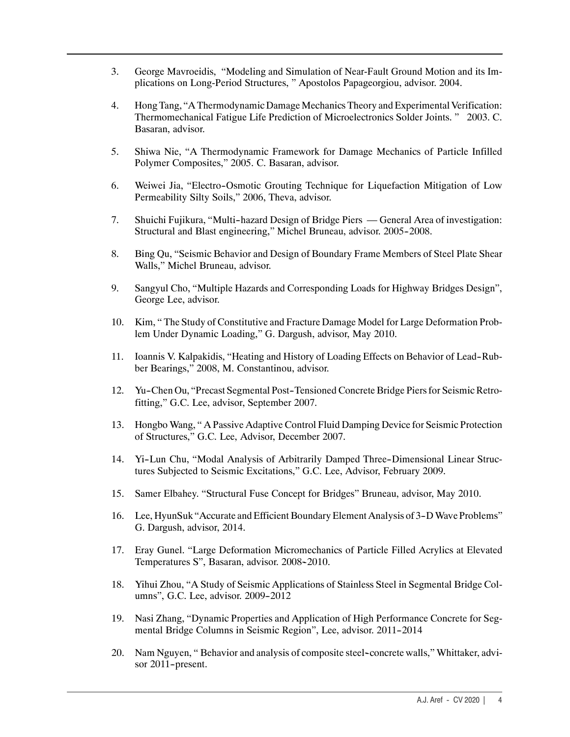3. George Mavroeidis, "Modeling and Simulation of Near-Fault Ground Motion and its Implications on Long-Period Structures, " Apostolos Papageorgiou, advisor. 2004.

4. Hong Tang, "A Thermodynamic Damage Mechanics Theory and Experimental Verification: Thermomechanical Fatigue Life Prediction of Microelectronics Solder Joints. " 2003. C. Basaran, advisor.

5. Shiwa Nie, "A Thermodynamic Framework for Damage Mechanics of Particle Infilled Polymer Composites," 2005. C. Basaran, advisor.

6. Weiwei Jia, "Electro-Osmotic Grouting Technique for Liquefaction Mitigation of Low Permeability Silty Soils," 2006, Theva, advisor.

7. Shuichi Fujikura, "Multi-hazard Design of Bridge Piers — General Area of investigation: Structural and Blast engineering," Michel Bruneau, advisor. 2005-2008.

8. Bing Qu, "Seismic Behavior and Design of Boundary Frame Members of Steel Plate Shear Walls," Michel Bruneau, advisor.

9. Sangyul Cho, "Multiple Hazards and Corresponding Loads for Highway Bridges Design", George Lee, advisor.

10. Kim, " The Study of Constitutive and Fracture Damage Model for Large Deformation Problem Under Dynamic Loading," G. Dargush, advisor, May 2010.

11. Ioannis V. Kalpakidis, "Heating and History of Loading Effects on Behavior of Lead-Rubber Bearings," 2008, M. Constantinou, advisor.

12. Yu-Chen Ou, "Precast Segmental Post-Tensioned Concrete Bridge Piers for Seismic Retrofitting," G.C. Lee, advisor, September 2007.

13. Hongbo Wang, " A Passive Adaptive Control Fluid Damping Device for Seismic Protection of Structures," G.C. Lee, Advisor, December 2007.

14. Yi-Lun Chu, "Modal Analysis of Arbitrarily Damped Three-Dimensional Linear Structures Subjected to Seismic Excitations," G.C. Lee, Advisor, February 2009.

15. Samer Elbahey. "Structural Fuse Concept for Bridges" Bruneau, advisor, May 2010.

16. Lee, HyunSuk "Accurate and Efficient Boundary Element Analysis of 3-D Wave Problems" G. Dargush, advisor, 2014.

17. Eray Gunel. "Large Deformation Micromechanics of Particle Filled Acrylics at Elevated Temperatures S", Basaran, advisor. 2008~2010.

18. Yihui Zhou, "A Study of Seismic Applications of Stainless Steel in Segmental Bridge Columns", G.C. Lee, advisor. 2009-2012

19. Nasi Zhang, "Dynamic Properties and Application of High Performance Concrete for Segmental Bridge Columns in Seismic Region", Lee, advisor. 2011-2014

20. Nam Nguyen, " Behavior and analysis of composite steel~concrete walls," Whittaker, advisor 2011-present.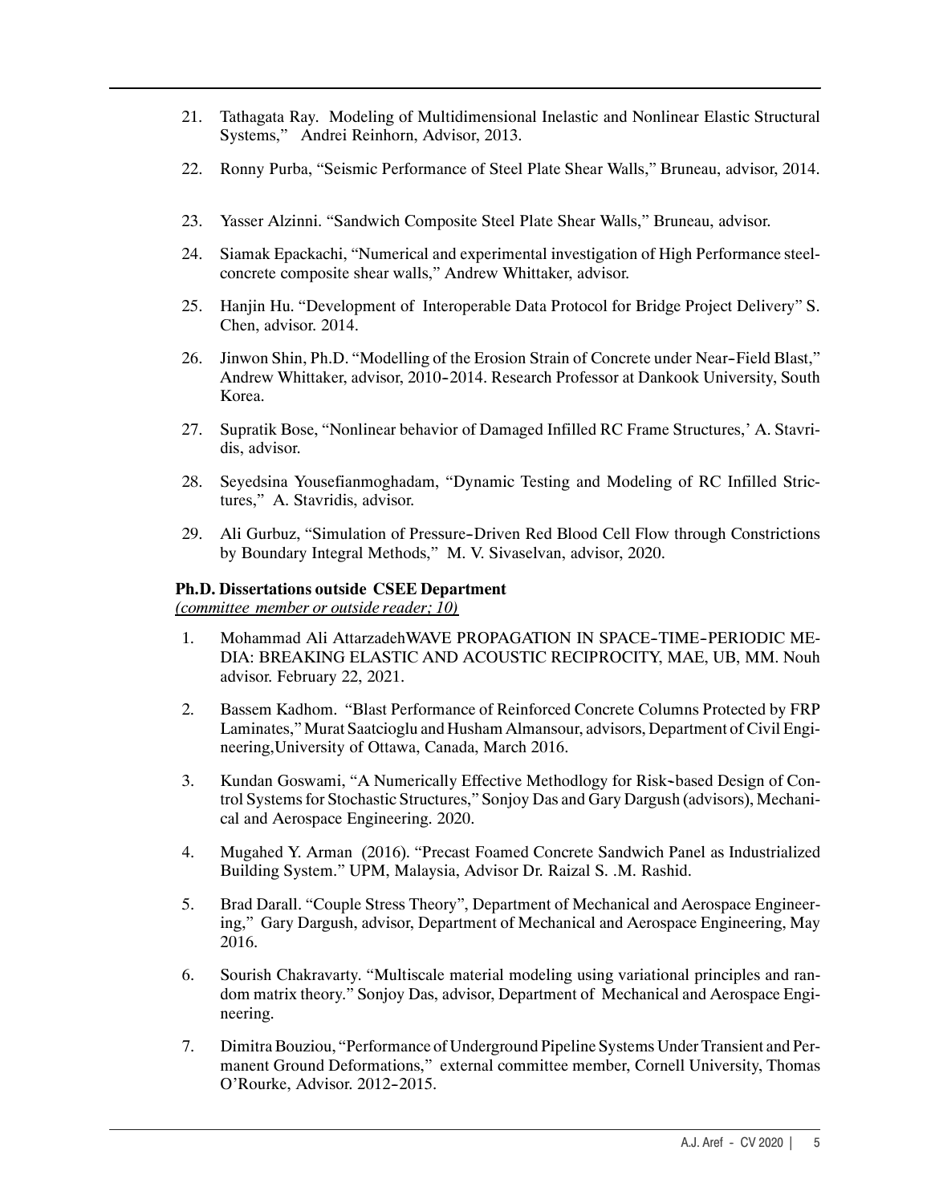21. Tathagata Ray. Modeling of Multidimensional Inelastic and Nonlinear Elastic Structural Systems," Andrei Reinhorn, Advisor, 2013.

22. Ronny Purba, "Seismic Performance of Steel Plate Shear Walls," Bruneau, advisor, 2014.

23. Yasser Alzinni. "Sandwich Composite Steel Plate Shear Walls," Bruneau, advisor.

24. Siamak Epackachi, "Numerical and experimental investigation of High Performance steel-concrete composite shear walls," Andrew Whittaker, advisor.

25. Hanjin Hu. "Development of Interoperable Data Protocol for Bridge Project Delivery" S. Chen, advisor. 2014.

26. Jinwon Shin, Ph.D. "Modelling of the Erosion Strain of Concrete under Near-Field Blast," Andrew Whittaker, advisor, 2010-2014. Research Professor at Dankook University, South Korea.

27. Supratik Bose, "Nonlinear behavior of Damaged Infilled RC Frame Structures,' A. Stavridis, advisor.

28. Seyedsina Yousefianmoghadam, "Dynamic Testing and Modeling of RC Infilled Strictures," A. Stavridis, advisor.

29. Ali Gurbuz, "Simulation of Pressure-Driven Red Blood Cell Flow through Constrictions by Boundary Integral Methods," M. V. Sivaselvan, advisor, 2020.

**Ph.D. Dissertations outside CSEE Department**
*(committee member or outside reader; 10)*

1. Mohammad Ali AttarzadehWAVE PROPAGATION IN SPACE-TIME-PERIODIC MEDIA: BREAKING ELASTIC AND ACOUSTIC RECIPROCITY, MAE, UB, MM. Nouh advisor. February 22, 2021.

2. Bassem Kadhom. "Blast Performance of Reinforced Concrete Columns Protected by FRP Laminates," Murat Saatcioglu and Husham Almansour, advisors, Department of Civil Engineering,University of Ottawa, Canada, March 2016.

3. Kundan Goswami, "A Numerically Effective Methodlogy for Risk-based Design of Control Systems for Stochastic Structures," Sonjoy Das and Gary Dargush (advisors), Mechanical and Aerospace Engineering. 2020.

4. Mugahed Y. Arman (2016). "Precast Foamed Concrete Sandwich Panel as Industrialized Building System." UPM, Malaysia, Advisor Dr. Raizal S. .M. Rashid.

5. Brad Darall. "Couple Stress Theory", Department of Mechanical and Aerospace Engineering," Gary Dargush, advisor, Department of Mechanical and Aerospace Engineering, May 2016.

6. Sourish Chakravarty. "Multiscale material modeling using variational principles and random matrix theory." Sonjoy Das, advisor, Department of Mechanical and Aerospace Engineering.

7. Dimitra Bouziou, "Performance of Underground Pipeline Systems Under Transient and Permanent Ground Deformations," external committee member, Cornell University, Thomas O'Rourke, Advisor. 2012-2015.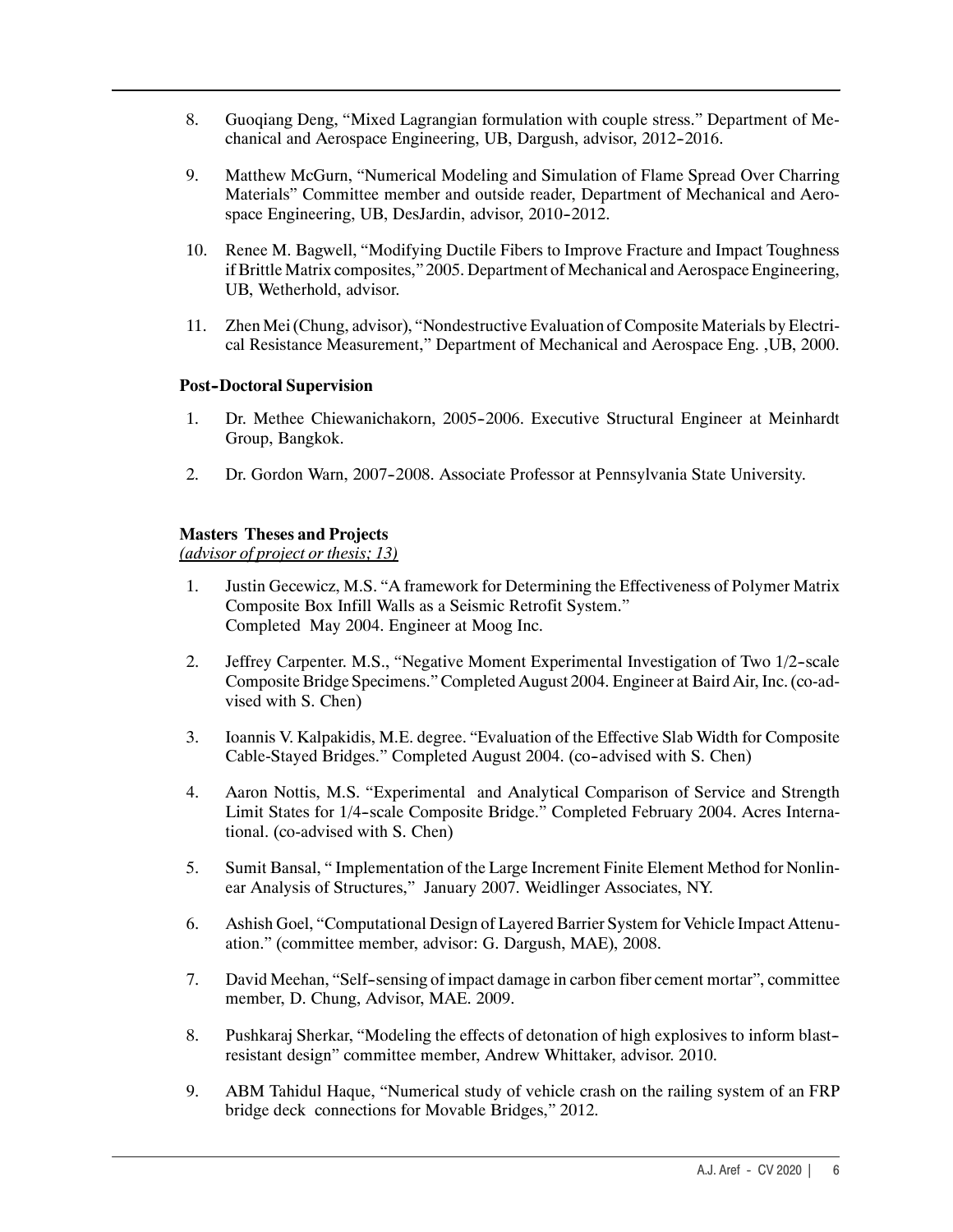8. Guoqiang Deng, "Mixed Lagrangian formulation with couple stress." Department of Mechanical and Aerospace Engineering, UB, Dargush, advisor, 2012–2016.

9. Matthew McGurn, "Numerical Modeling and Simulation of Flame Spread Over Charring Materials" Committee member and outside reader, Department of Mechanical and Aerospace Engineering, UB, DesJardin, advisor, 2010–2012.

10. Renee M. Bagwell, "Modifying Ductile Fibers to Improve Fracture and Impact Toughness if Brittle Matrix composites," 2005. Department of Mechanical and Aerospace Engineering, UB, Wetherhold, advisor.

11. Zhen Mei (Chung, advisor), "Nondestructive Evaluation of Composite Materials by Electrical Resistance Measurement," Department of Mechanical and Aerospace Eng. ,UB, 2000.

**Post-Doctoral Supervision**

1. Dr. Methee Chiewanichakorn, 2005–2006. Executive Structural Engineer at Meinhardt Group, Bangkok.

2. Dr. Gordon Warn, 2007–2008. Associate Professor at Pennsylvania State University.

**Masters Theses and Projects**
*(advisor of project or thesis; 13)*

1. Justin Gecewicz, M.S. "A framework for Determining the Effectiveness of Polymer Matrix Composite Box Infill Walls as a Seismic Retrofit System." Completed May 2004. Engineer at Moog Inc.

2. Jeffrey Carpenter. M.S., "Negative Moment Experimental Investigation of Two 1/2–scale Composite Bridge Specimens." Completed August 2004. Engineer at Baird Air, Inc. (co-advised with S. Chen)

3. Ioannis V. Kalpakidis, M.E. degree. "Evaluation of the Effective Slab Width for Composite Cable-Stayed Bridges." Completed August 2004. (co–advised with S. Chen)

4. Aaron Nottis, M.S. "Experimental and Analytical Comparison of Service and Strength Limit States for 1/4–scale Composite Bridge." Completed February 2004. Acres International. (co-advised with S. Chen)

5. Sumit Bansal, " Implementation of the Large Increment Finite Element Method for Nonlinear Analysis of Structures," January 2007. Weidlinger Associates, NY.

6. Ashish Goel, "Computational Design of Layered Barrier System for Vehicle Impact Attenuation." (committee member, advisor: G. Dargush, MAE), 2008.

7. David Meehan, "Self–sensing of impact damage in carbon fiber cement mortar", committee member, D. Chung, Advisor, MAE. 2009.

8. Pushkaraj Sherkar, "Modeling the effects of detonation of high explosives to inform blast–resistant design" committee member, Andrew Whittaker, advisor. 2010.

9. ABM Tahidul Haque, "Numerical study of vehicle crash on the railing system of an FRP bridge deck connections for Movable Bridges," 2012.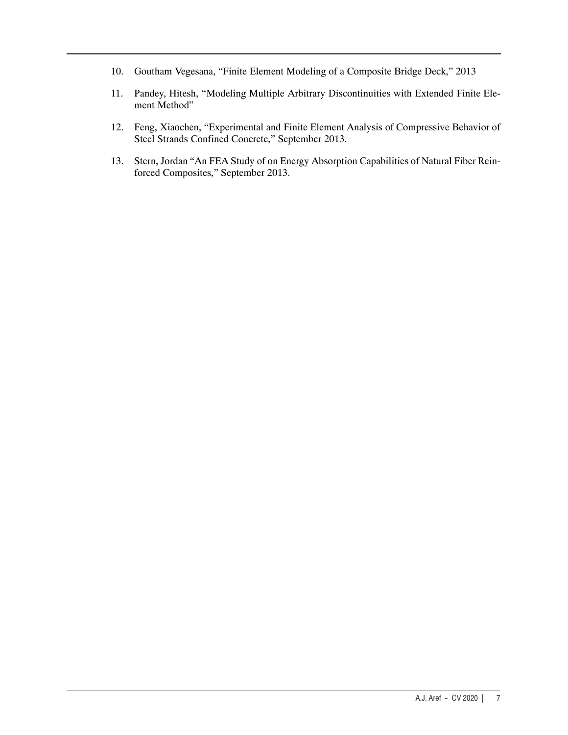10. Goutham Vegesana, “Finite Element Modeling of a Composite Bridge Deck,” 2013

11. Pandey, Hitesh, “Modeling Multiple Arbitrary Discontinuities with Extended Finite Element Method”

12. Feng, Xiaochen, “Experimental and Finite Element Analysis of Compressive Behavior of Steel Strands Confined Concrete,” September 2013.

13. Stern, Jordan “An FEA Study of on Energy Absorption Capabilities of Natural Fiber Reinforced Composites,” September 2013.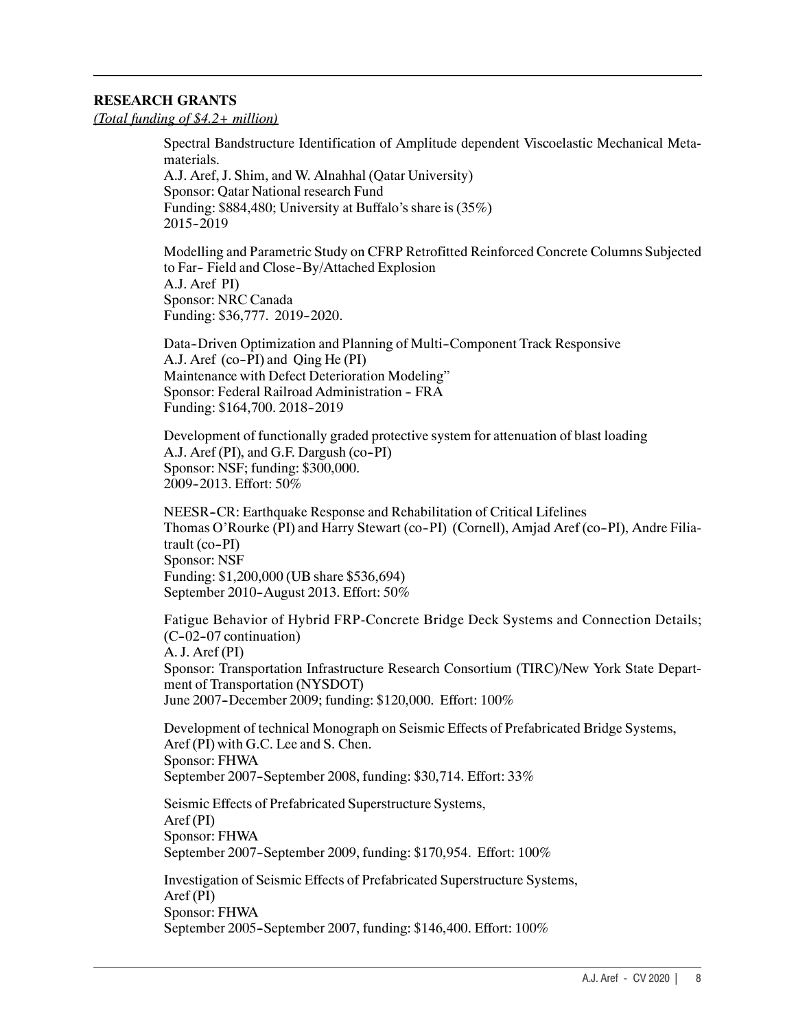**RESEARCH GRANTS**

*(Total funding of $4.2+ million)*

Spectral Bandstructure Identification of Amplitude dependent Viscoelastic Mechanical Metamaterials.
A.J. Aref, J. Shim, and W. Alnahhal (Qatar University)
Sponsor: Qatar National research Fund
Funding: $884,480; University at Buffalo's share is (35%)
2015–2019

Modelling and Parametric Study on CFRP Retrofitted Reinforced Concrete Columns Subjected to Far- Field and Close-By/Attached Explosion
A.J. Aref PI)
Sponsor: NRC Canada
Funding: $36,777. 2019–2020.

Data-Driven Optimization and Planning of Multi-Component Track Responsive
A.J. Aref (co-PI) and Qing He (PI)
Maintenance with Defect Deterioration Modeling"
Sponsor: Federal Railroad Administration - FRA
Funding: $164,700. 2018–2019

Development of functionally graded protective system for attenuation of blast loading
A.J. Aref (PI), and G.F. Dargush (co-PI)
Sponsor: NSF; funding: $300,000.
2009–2013. Effort: 50%

NEESR-CR: Earthquake Response and Rehabilitation of Critical Lifelines
Thomas O'Rourke (PI) and Harry Stewart (co-PI) (Cornell), Amjad Aref (co-PI), Andre Filiatrault (co-PI)
Sponsor: NSF
Funding: $1,200,000 (UB share $536,694)
September 2010–August 2013. Effort: 50%

Fatigue Behavior of Hybrid FRP-Concrete Bridge Deck Systems and Connection Details; (C-02-07 continuation)
A. J. Aref (PI)
Sponsor: Transportation Infrastructure Research Consortium (TIRC)/New York State Department of Transportation (NYSDOT)
June 2007–December 2009; funding: $120,000. Effort: 100%

Development of technical Monograph on Seismic Effects of Prefabricated Bridge Systems,
Aref (PI) with G.C. Lee and S. Chen.
Sponsor: FHWA
September 2007–September 2008, funding: $30,714. Effort: 33%

Seismic Effects of Prefabricated Superstructure Systems,
Aref (PI)
Sponsor: FHWA
September 2007–September 2009, funding: $170,954. Effort: 100%

Investigation of Seismic Effects of Prefabricated Superstructure Systems,
Aref (PI)
Sponsor: FHWA
September 2005–September 2007, funding: $146,400. Effort: 100%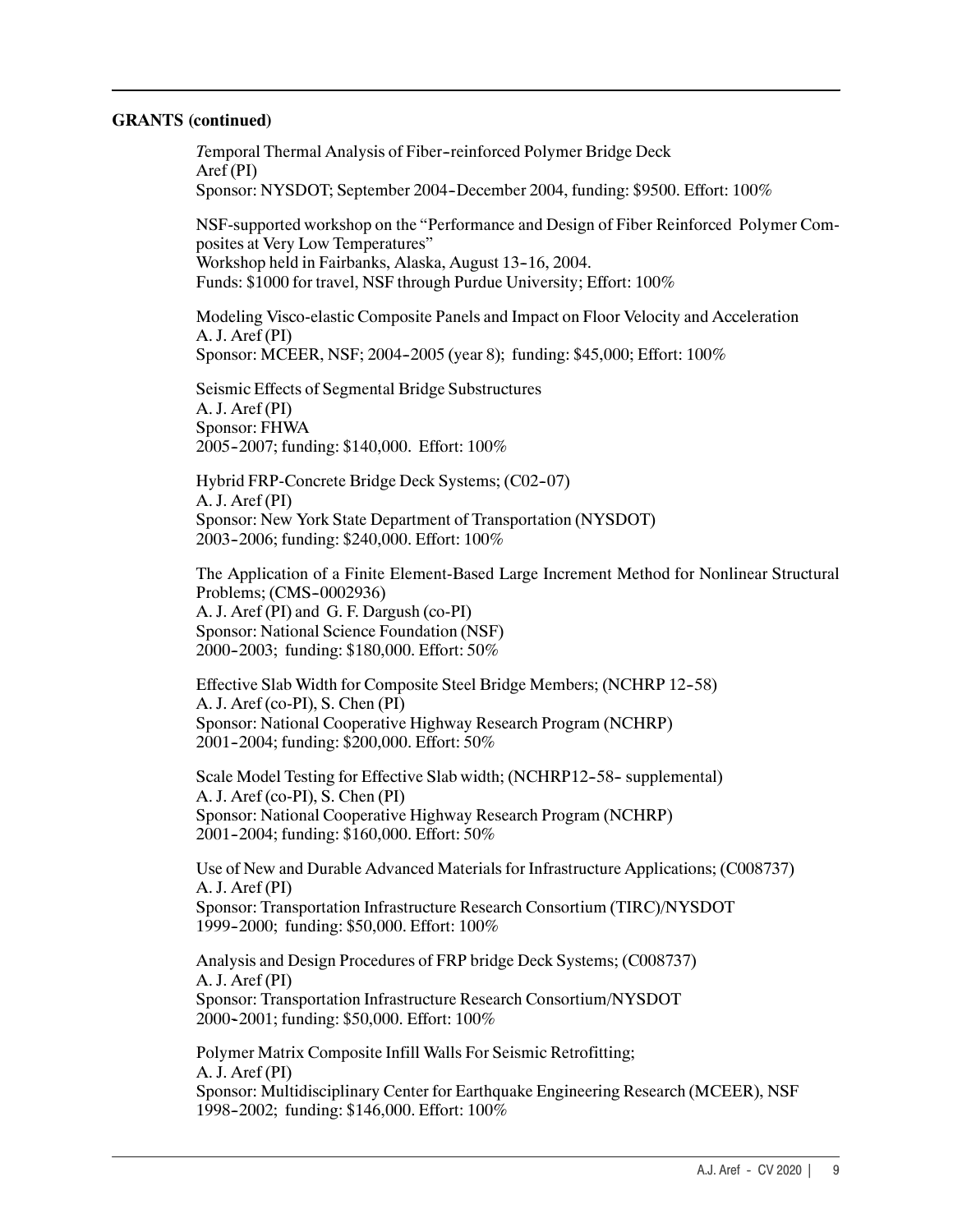**GRANTS (continued)**

*T*emporal Thermal Analysis of Fiber-reinforced Polymer Bridge Deck
Aref (PI)
Sponsor: NYSDOT; September 2004–December 2004, funding: $9500. Effort: 100%

NSF-supported workshop on the "Performance and Design of Fiber Reinforced Polymer Composites at Very Low Temperatures"
Workshop held in Fairbanks, Alaska, August 13–16, 2004.
Funds: $1000 for travel, NSF through Purdue University; Effort: 100%

Modeling Visco-elastic Composite Panels and Impact on Floor Velocity and Acceleration
A. J. Aref (PI)
Sponsor: MCEER, NSF; 2004–2005 (year 8); funding: $45,000; Effort: 100%

Seismic Effects of Segmental Bridge Substructures
A. J. Aref (PI)
Sponsor: FHWA
2005–2007; funding: $140,000. Effort: 100%

Hybrid FRP-Concrete Bridge Deck Systems; (C02-07)
A. J. Aref (PI)
Sponsor: New York State Department of Transportation (NYSDOT)
2003–2006; funding: $240,000. Effort: 100%

The Application of a Finite Element-Based Large Increment Method for Nonlinear Structural Problems; (CMS-0002936)
A. J. Aref (PI) and G. F. Dargush (co-PI)
Sponsor: National Science Foundation (NSF)
2000–2003; funding: $180,000. Effort: 50%

Effective Slab Width for Composite Steel Bridge Members; (NCHRP 12-58)
A. J. Aref (co-PI), S. Chen (PI)
Sponsor: National Cooperative Highway Research Program (NCHRP)
2001–2004; funding: $200,000. Effort: 50%

Scale Model Testing for Effective Slab width; (NCHRP12-58- supplemental)
A. J. Aref (co-PI), S. Chen (PI)
Sponsor: National Cooperative Highway Research Program (NCHRP)
2001–2004; funding: $160,000. Effort: 50%

Use of New and Durable Advanced Materials for Infrastructure Applications; (C008737)
A. J. Aref (PI)
Sponsor: Transportation Infrastructure Research Consortium (TIRC)/NYSDOT
1999–2000; funding: $50,000. Effort: 100%

Analysis and Design Procedures of FRP bridge Deck Systems; (C008737)
A. J. Aref (PI)
Sponsor: Transportation Infrastructure Research Consortium/NYSDOT
2000–2001; funding: $50,000. Effort: 100%

Polymer Matrix Composite Infill Walls For Seismic Retrofitting;
A. J. Aref (PI)
Sponsor: Multidisciplinary Center for Earthquake Engineering Research (MCEER), NSF
1998–2002; funding: $146,000. Effort: 100%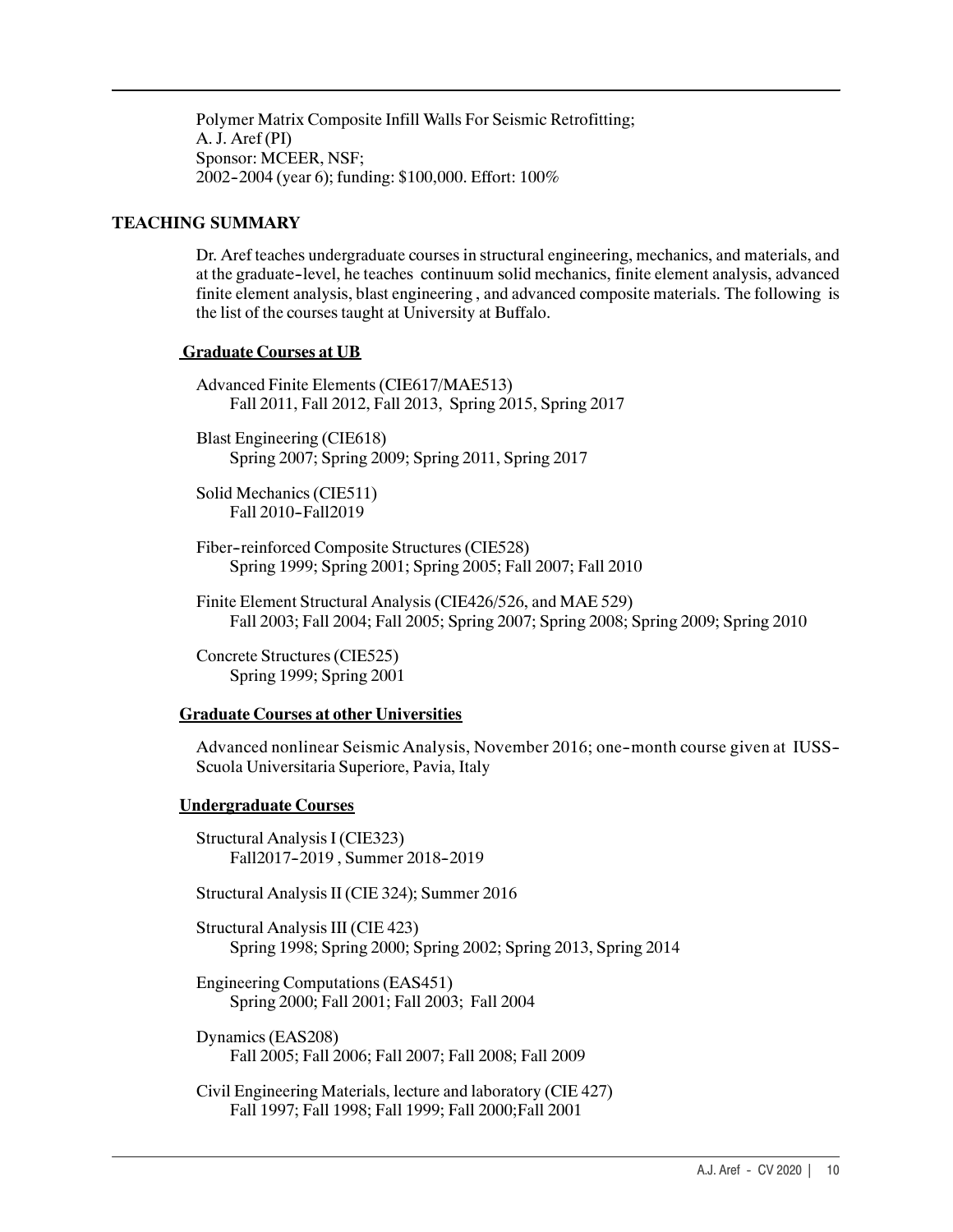Polymer Matrix Composite Infill Walls For Seismic Retrofitting;
A. J. Aref (PI)
Sponsor: MCEER, NSF;
2002-2004 (year 6); funding: $100,000. Effort: 100%

## TEACHING SUMMARY

Dr. Aref teaches undergraduate courses in structural engineering, mechanics, and materials, and at the graduate-level, he teaches continuum solid mechanics, finite element analysis, advanced finite element analysis, blast engineering , and advanced composite materials. The following is the list of the courses taught at University at Buffalo.

### Graduate Courses at UB

Advanced Finite Elements (CIE617/MAE513)
Fall 2011, Fall 2012, Fall 2013, Spring 2015, Spring 2017

Blast Engineering (CIE618)
Spring 2007; Spring 2009; Spring 2011, Spring 2017

Solid Mechanics (CIE511)
Fall 2010-Fall2019

Fiber-reinforced Composite Structures (CIE528)
Spring 1999; Spring 2001; Spring 2005; Fall 2007; Fall 2010

Finite Element Structural Analysis (CIE426/526, and MAE 529)
Fall 2003; Fall 2004; Fall 2005; Spring 2007; Spring 2008; Spring 2009; Spring 2010

Concrete Structures (CIE525)
Spring 1999; Spring 2001

### Graduate Courses at other Universities

Advanced nonlinear Seismic Analysis, November 2016; one-month course given at IUSS-Scuola Universitaria Superiore, Pavia, Italy

### Undergraduate Courses

Structural Analysis I (CIE323)
Fall2017-2019 , Summer 2018-2019

Structural Analysis II (CIE 324); Summer 2016

Structural Analysis III (CIE 423)
Spring 1998; Spring 2000; Spring 2002; Spring 2013, Spring 2014

Engineering Computations (EAS451)
Spring 2000; Fall 2001; Fall 2003; Fall 2004

Dynamics (EAS208)
Fall 2005; Fall 2006; Fall 2007; Fall 2008; Fall 2009

Civil Engineering Materials, lecture and laboratory (CIE 427)
Fall 1997; Fall 1998; Fall 1999; Fall 2000;Fall 2001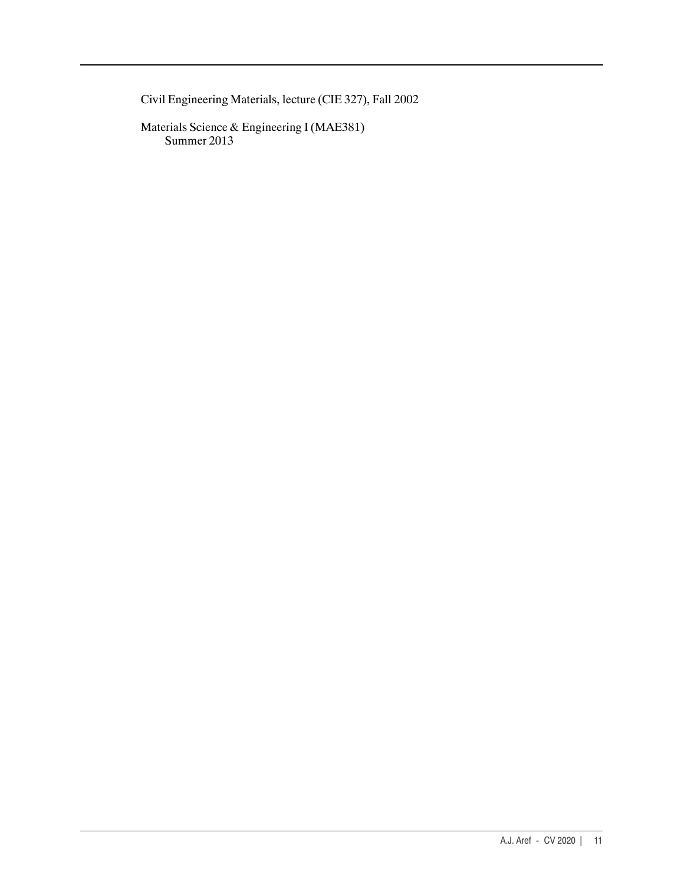Civil Engineering Materials, lecture (CIE 327), Fall 2002

Materials Science & Engineering I (MAE381)
 Summer 2013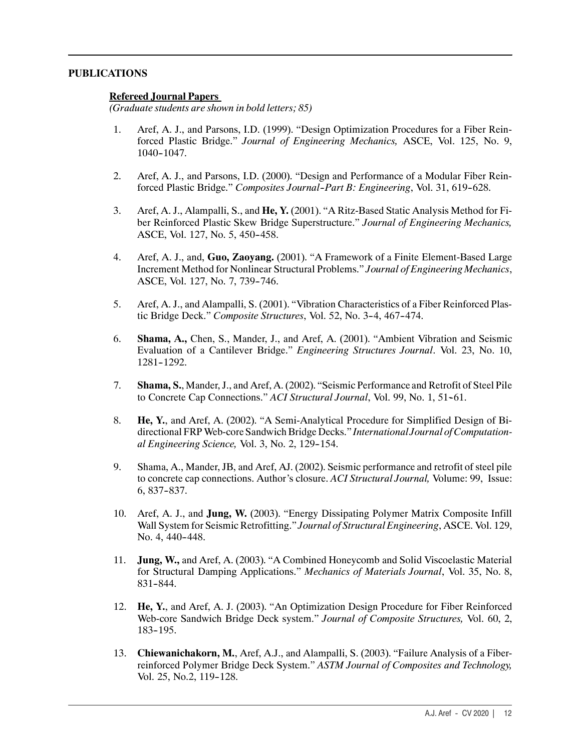## PUBLICATIONS

### Refereed Journal Papers

*(Graduate students are shown in bold letters; 85)*

1. Aref, A. J., and Parsons, I.D. (1999). "Design Optimization Procedures for a Fiber Reinforced Plastic Bridge." *Journal of Engineering Mechanics,* ASCE, Vol. 125, No. 9, 1040-1047.

2. Aref, A. J., and Parsons, I.D. (2000). "Design and Performance of a Modular Fiber Reinforced Plastic Bridge." *Composites Journal-Part B: Engineering*, Vol. 31, 619-628.

3. Aref, A. J., Alampalli, S., and **He, Y.** (2001). "A Ritz-Based Static Analysis Method for Fiber Reinforced Plastic Skew Bridge Superstructure." *Journal of Engineering Mechanics,* ASCE, Vol. 127, No. 5, 450-458.

4. Aref, A. J., and, **Guo, Zaoyang.** (2001). "A Framework of a Finite Element-Based Large Increment Method for Nonlinear Structural Problems." *Journal of Engineering Mechanics*, ASCE, Vol. 127, No. 7, 739-746.

5. Aref, A. J., and Alampalli, S. (2001). "Vibration Characteristics of a Fiber Reinforced Plastic Bridge Deck." *Composite Structures*, Vol. 52, No. 3-4, 467-474.

6. **Shama, A.,** Chen, S., Mander, J., and Aref, A. (2001). "Ambient Vibration and Seismic Evaluation of a Cantilever Bridge." *Engineering Structures Journal*. Vol. 23, No. 10, 1281-1292.

7. **Shama, S.**, Mander, J., and Aref, A. (2002). "Seismic Performance and Retrofit of Steel Pile to Concrete Cap Connections." *ACI Structural Journal*, Vol. 99, No. 1, 51-61.

8. **He, Y.**, and Aref, A. (2002). "A Semi-Analytical Procedure for Simplified Design of Bidirectional FRP Web-core Sandwich Bridge Decks." *International Journal of Computational Engineering Science,* Vol. 3, No. 2, 129-154.

9. Shama, A., Mander, JB, and Aref, AJ. (2002). Seismic performance and retrofit of steel pile to concrete cap connections. Author's closure. *ACI Structural Journal,* Volume: 99, Issue: 6, 837-837.

10. Aref, A. J., and **Jung, W.** (2003). "Energy Dissipating Polymer Matrix Composite Infill Wall System for Seismic Retrofitting." *Journal of Structural Engineering*, ASCE. Vol. 129, No. 4, 440-448.

11. **Jung, W.,** and Aref, A. (2003). "A Combined Honeycomb and Solid Viscoelastic Material for Structural Damping Applications." *Mechanics of Materials Journal*, Vol. 35, No. 8, 831-844.

12. **He, Y.**, and Aref, A. J. (2003). "An Optimization Design Procedure for Fiber Reinforced Web-core Sandwich Bridge Deck system." *Journal of Composite Structures,* Vol. 60, 2, 183-195.

13. **Chiewanichakorn, M.**, Aref, A.J., and Alampalli, S. (2003). "Failure Analysis of a Fiber-reinforced Polymer Bridge Deck System." *ASTM Journal of Composites and Technology,* Vol. 25, No.2, 119-128.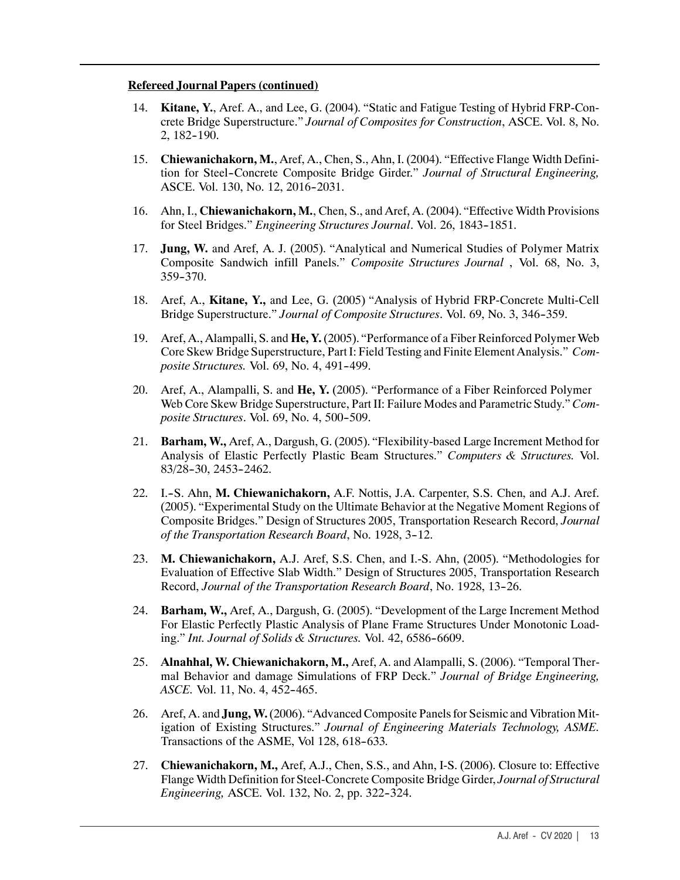**Refereed Journal Papers (continued)**

14. **Kitane, Y.**, Aref. A., and Lee, G. (2004). "Static and Fatigue Testing of Hybrid FRP-Concrete Bridge Superstructure." *Journal of Composites for Construction*, ASCE. Vol. 8, No. 2, 182-190.

15. **Chiewanichakorn, M.**, Aref, A., Chen, S., Ahn, I. (2004). "Effective Flange Width Definition for Steel-Concrete Composite Bridge Girder." *Journal of Structural Engineering,* ASCE. Vol. 130, No. 12, 2016-2031.

16. Ahn, I., **Chiewanichakorn, M.**, Chen, S., and Aref, A. (2004). "Effective Width Provisions for Steel Bridges." *Engineering Structures Journal*. Vol. 26, 1843-1851.

17. **Jung, W.** and Aref, A. J. (2005). "Analytical and Numerical Studies of Polymer Matrix Composite Sandwich infill Panels." *Composite Structures Journal* , Vol. 68, No. 3, 359-370.

18. Aref, A., **Kitane, Y.,** and Lee, G. (2005) "Analysis of Hybrid FRP-Concrete Multi-Cell Bridge Superstructure." *Journal of Composite Structures*. Vol. 69, No. 3, 346-359.

19. Aref, A., Alampalli, S. and **He, Y.** (2005). "Performance of a Fiber Reinforced Polymer Web Core Skew Bridge Superstructure, Part I: Field Testing and Finite Element Analysis." *Composite Structures.* Vol. 69, No. 4, 491-499.

20. Aref, A., Alampalli, S. and **He, Y.** (2005). "Performance of a Fiber Reinforced Polymer Web Core Skew Bridge Superstructure, Part II: Failure Modes and Parametric Study." *Composite Structures*. Vol. 69, No. 4, 500-509.

21. **Barham, W.,** Aref, A., Dargush, G. (2005). "Flexibility-based Large Increment Method for Analysis of Elastic Perfectly Plastic Beam Structures." *Computers & Structures.* Vol. 83/28-30, 2453-2462.

22. I.-S. Ahn, **M. Chiewanichakorn,** A.F. Nottis, J.A. Carpenter, S.S. Chen, and A.J. Aref. (2005). "Experimental Study on the Ultimate Behavior at the Negative Moment Regions of Composite Bridges." Design of Structures 2005, Transportation Research Record, *Journal of the Transportation Research Board*, No. 1928, 3-12.

23. **M. Chiewanichakorn,** A.J. Aref, S.S. Chen, and I.-S. Ahn, (2005). "Methodologies for Evaluation of Effective Slab Width." Design of Structures 2005, Transportation Research Record, *Journal of the Transportation Research Board*, No. 1928, 13-26.

24. **Barham, W.,** Aref, A., Dargush, G. (2005). "Development of the Large Increment Method For Elastic Perfectly Plastic Analysis of Plane Frame Structures Under Monotonic Loading." *Int. Journal of Solids & Structures.* Vol. 42, 6586-6609.

25. **Alnahhal, W. Chiewanichakorn, M.,** Aref, A. and Alampalli, S. (2006). "Temporal Thermal Behavior and damage Simulations of FRP Deck." *Journal of Bridge Engineering, ASCE.* Vol. 11, No. 4, 452-465.

26. Aref, A. and **Jung, W.** (2006). "Advanced Composite Panels for Seismic and Vibration Mitigation of Existing Structures." *Journal of Engineering Materials Technology, ASME.* Transactions of the ASME, Vol 128, 618-633.

27. **Chiewanichakorn, M.,** Aref, A.J., Chen, S.S., and Ahn, I-S. (2006). Closure to: Effective Flange Width Definition for Steel-Concrete Composite Bridge Girder, *Journal of Structural Engineering,* ASCE. Vol. 132, No. 2, pp. 322-324.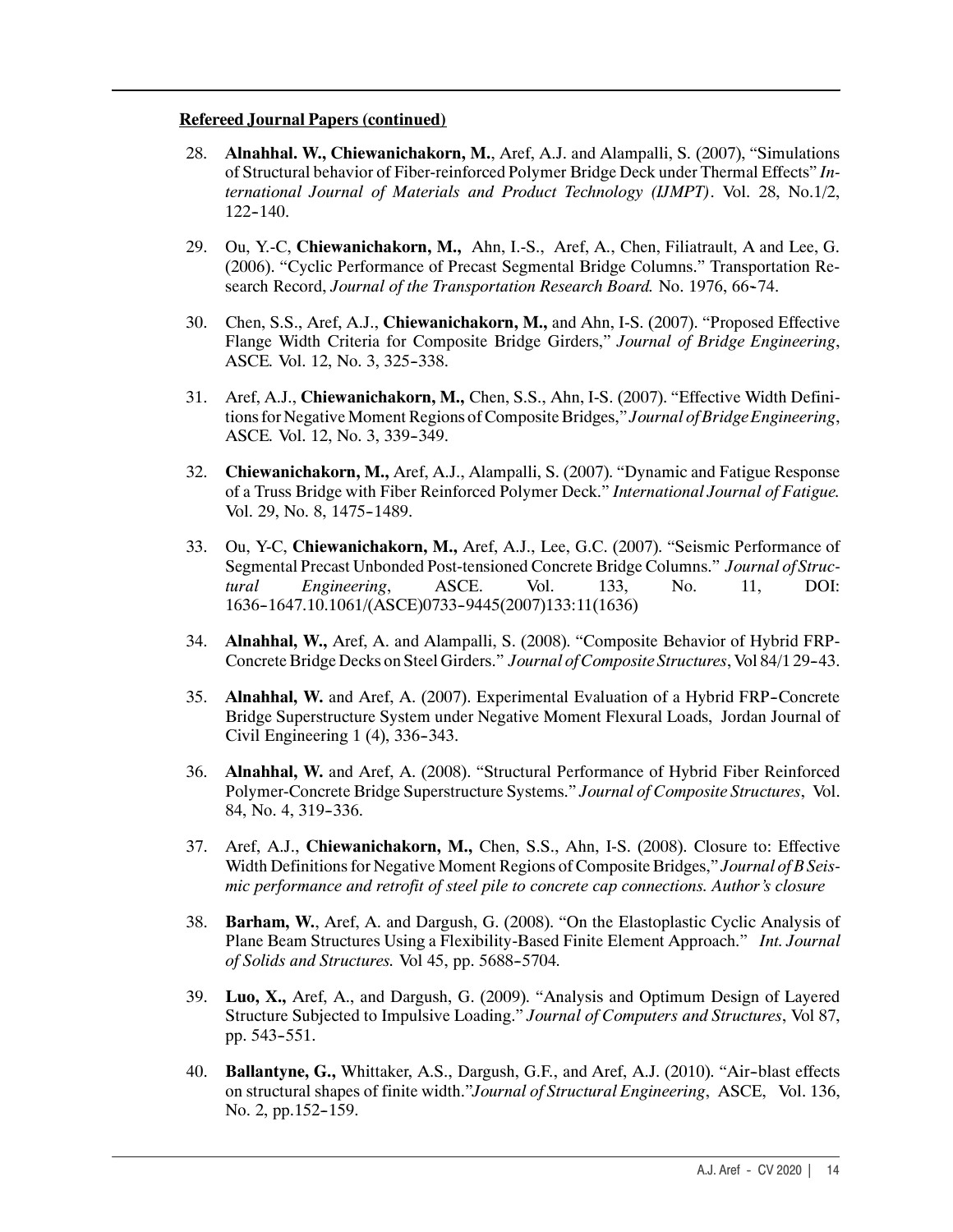**Refereed Journal Papers (continued)**

28. **Alnahhal. W., Chiewanichakorn, M.**, Aref, A.J. and Alampalli, S. (2007), "Simulations of Structural behavior of Fiber-reinforced Polymer Bridge Deck under Thermal Effects" *International Journal of Materials and Product Technology (IJMPT)*. Vol. 28, No.1/2, 122–140.

29. Ou, Y.-C, **Chiewanichakorn, M.,** Ahn, I.-S., Aref, A., Chen, Filiatrault, A and Lee, G. (2006). "Cyclic Performance of Precast Segmental Bridge Columns." Transportation Research Record, *Journal of the Transportation Research Board.* No. 1976, 66-74.

30. Chen, S.S., Aref, A.J., **Chiewanichakorn, M.,** and Ahn, I-S. (2007). "Proposed Effective Flange Width Criteria for Composite Bridge Girders," *Journal of Bridge Engineering*, ASCE. Vol. 12, No. 3, 325–338.

31. Aref, A.J., **Chiewanichakorn, M.,** Chen, S.S., Ahn, I-S. (2007). "Effective Width Definitions for Negative Moment Regions of Composite Bridges," *Journal of Bridge Engineering*, ASCE. Vol. 12, No. 3, 339–349.

32. **Chiewanichakorn, M.,** Aref, A.J., Alampalli, S. (2007). "Dynamic and Fatigue Response of a Truss Bridge with Fiber Reinforced Polymer Deck." *International Journal of Fatigue.* Vol. 29, No. 8, 1475–1489.

33. Ou, Y-C, **Chiewanichakorn, M.,** Aref, A.J., Lee, G.C. (2007). "Seismic Performance of Segmental Precast Unbonded Post-tensioned Concrete Bridge Columns." *Journal of Structural Engineering*, ASCE. Vol. 133, No. 11, DOI: 1636–1647.10.1061/(ASCE)0733–9445(2007)133:11(1636)

34. **Alnahhal, W.,** Aref, A. and Alampalli, S. (2008). "Composite Behavior of Hybrid FRP-Concrete Bridge Decks on Steel Girders." *Journal of Composite Structures*, Vol 84/1 29–43.

35. **Alnahhal, W.** and Aref, A. (2007). Experimental Evaluation of a Hybrid FRP–Concrete Bridge Superstructure System under Negative Moment Flexural Loads, Jordan Journal of Civil Engineering 1 (4), 336–343.

36. **Alnahhal, W.** and Aref, A. (2008). "Structural Performance of Hybrid Fiber Reinforced Polymer-Concrete Bridge Superstructure Systems." *Journal of Composite Structures*, Vol. 84, No. 4, 319–336.

37. Aref, A.J., **Chiewanichakorn, M.,** Chen, S.S., Ahn, I-S. (2008). Closure to: Effective Width Definitions for Negative Moment Regions of Composite Bridges," *Journal of B Seismic performance and retrofit of steel pile to concrete cap connections. Author's closure*

38. **Barham, W.**, Aref, A. and Dargush, G. (2008). "On the Elastoplastic Cyclic Analysis of Plane Beam Structures Using a Flexibility-Based Finite Element Approach." *Int. Journal of Solids and Structures.* Vol 45, pp. 5688–5704.

39. **Luo, X.,** Aref, A., and Dargush, G. (2009). "Analysis and Optimum Design of Layered Structure Subjected to Impulsive Loading." *Journal of Computers and Structures*, Vol 87, pp. 543–551.

40. **Ballantyne, G.,** Whittaker, A.S., Dargush, G.F., and Aref, A.J. (2010). "Air–blast effects on structural shapes of finite width."*Journal of Structural Engineering*, ASCE, Vol. 136, No. 2, pp.152–159.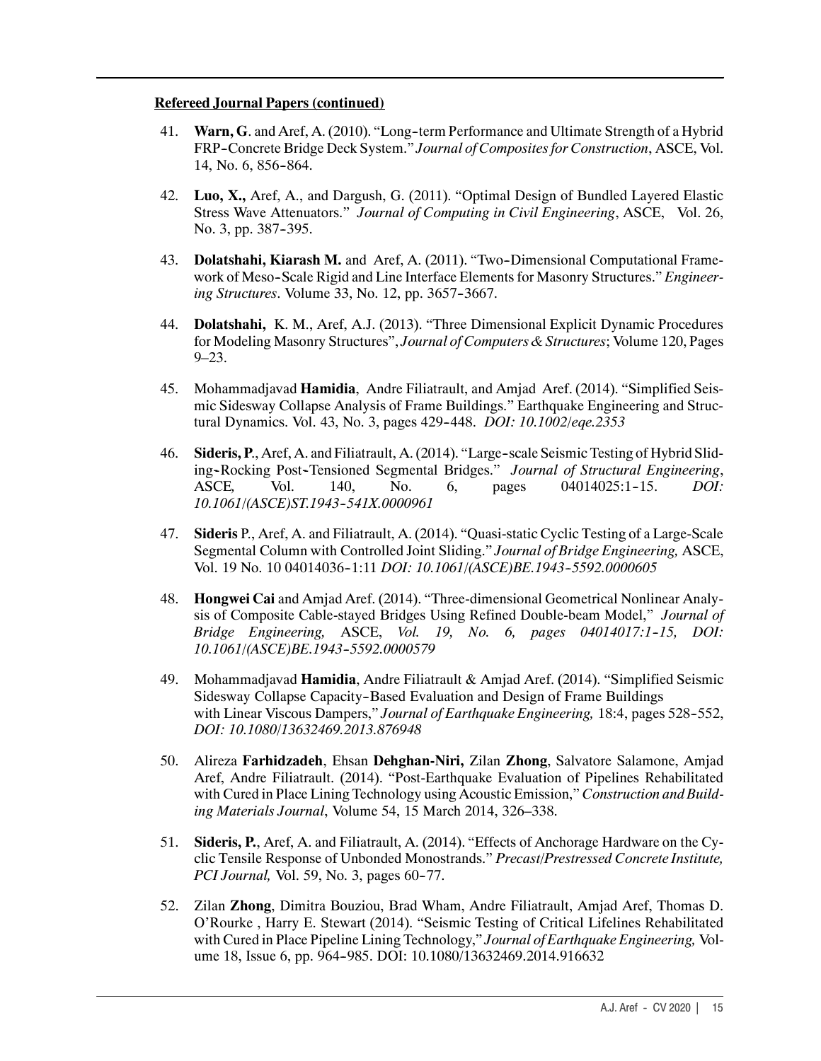**Refereed Journal Papers (continued)**

41. **Warn, G**. and Aref, A. (2010). "Long-term Performance and Ultimate Strength of a Hybrid FRP-Concrete Bridge Deck System." *Journal of Composites for Construction*, ASCE, Vol. 14, No. 6, 856-864.

42. **Luo, X.,** Aref, A., and Dargush, G. (2011). "Optimal Design of Bundled Layered Elastic Stress Wave Attenuators." *Journal of Computing in Civil Engineering*, ASCE, Vol. 26, No. 3, pp. 387-395.

43. **Dolatshahi, Kiarash M.** and Aref, A. (2011). "Two-Dimensional Computational Framework of Meso-Scale Rigid and Line Interface Elements for Masonry Structures." *Engineering Structures*. Volume 33, No. 12, pp. 3657-3667.

44. **Dolatshahi,** K. M., Aref, A.J. (2013). "Three Dimensional Explicit Dynamic Procedures for Modeling Masonry Structures", *Journal of Computers & Structures*; Volume 120, Pages 9–23.

45. Mohammadjavad **Hamidia**, Andre Filiatrault, and Amjad Aref. (2014). "Simplified Seismic Sidesway Collapse Analysis of Frame Buildings." Earthquake Engineering and Structural Dynamics. Vol. 43, No. 3, pages 429-448. *DOI: 10.1002/eqe.2353*

46. **Sideris, P**., Aref, A. and Filiatrault, A. (2014). "Large-scale Seismic Testing of Hybrid Sliding-Rocking Post-Tensioned Segmental Bridges." *Journal of Structural Engineering*, ASCE, Vol. 140, No. 6, pages 04014025:1-15. *DOI: 10.1061/(ASCE)ST.1943-541X.0000961*

47. **Sideris** P., Aref, A. and Filiatrault, A. (2014). "Quasi-static Cyclic Testing of a Large-Scale Segmental Column with Controlled Joint Sliding." *Journal of Bridge Engineering,* ASCE, Vol. 19 No. 10 04014036-1:11 *DOI: 10.1061/(ASCE)BE.1943-5592.0000605*

48. **Hongwei Cai** and Amjad Aref. (2014). "Three-dimensional Geometrical Nonlinear Analysis of Composite Cable-stayed Bridges Using Refined Double-beam Model," *Journal of Bridge Engineering,* ASCE, *Vol. 19, No. 6, pages 04014017:1-15, DOI: 10.1061/(ASCE)BE.1943-5592.0000579*

49. Mohammadjavad **Hamidia**, Andre Filiatrault & Amjad Aref. (2014). "Simplified Seismic Sidesway Collapse Capacity-Based Evaluation and Design of Frame Buildings with Linear Viscous Dampers," *Journal of Earthquake Engineering,* 18:4, pages 528-552, *DOI: 10.1080/13632469.2013.876948*

50. Alireza **Farhidzadeh**, Ehsan **Dehghan-Niri,** Zilan **Zhong**, Salvatore Salamone, Amjad Aref, Andre Filiatrault. (2014). "Post-Earthquake Evaluation of Pipelines Rehabilitated with Cured in Place Lining Technology using Acoustic Emission," *Construction and Building Materials Journal*, Volume 54, 15 March 2014, 326–338.

51. **Sideris, P.**, Aref, A. and Filiatrault, A. (2014). "Effects of Anchorage Hardware on the Cyclic Tensile Response of Unbonded Monostrands." *Precast/Prestressed Concrete Institute, PCI Journal,* Vol. 59, No. 3, pages 60-77.

52. Zilan **Zhong**, Dimitra Bouziou, Brad Wham, Andre Filiatrault, Amjad Aref, Thomas D. O'Rourke , Harry E. Stewart (2014). "Seismic Testing of Critical Lifelines Rehabilitated with Cured in Place Pipeline Lining Technology," *Journal of Earthquake Engineering,* Volume 18, Issue 6, pp. 964-985. DOI: 10.1080/13632469.2014.916632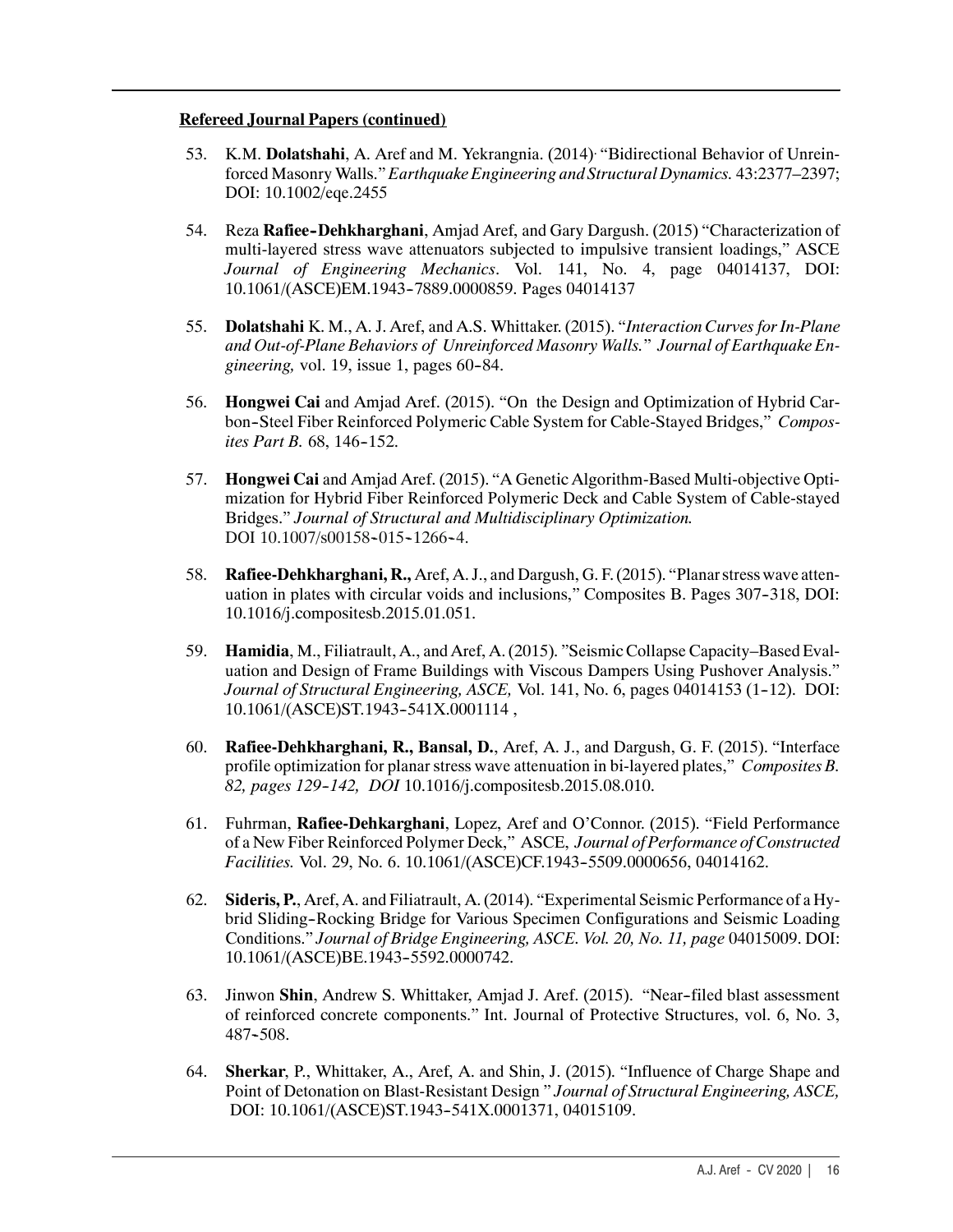**Refereed Journal Papers (continued)**

53. K.M. **Dolatshahi**, A. Aref and M. Yekrangnia. (2014). "Bidirectional Behavior of Unreinforced Masonry Walls." *Earthquake Engineering and Structural Dynamics.* 43:2377–2397; DOI: 10.1002/eqe.2455

54. Reza **Rafiee-Dehkharghani**, Amjad Aref, and Gary Dargush. (2015) "Characterization of multi-layered stress wave attenuators subjected to impulsive transient loadings," ASCE *Journal of Engineering Mechanics*. Vol. 141, No. 4, page 04014137, DOI: 10.1061/(ASCE)EM.1943-7889.0000859. Pages 04014137

55. **Dolatshahi** K. M., A. J. Aref, and A.S. Whittaker. (2015). "*Interaction Curves for In-Plane and Out-of-Plane Behaviors of Unreinforced Masonry Walls.*" *Journal of Earthquake Engineering,* vol. 19, issue 1, pages 60-84.

56. **Hongwei Cai** and Amjad Aref. (2015). "On the Design and Optimization of Hybrid Carbon-Steel Fiber Reinforced Polymeric Cable System for Cable-Stayed Bridges," *Composites Part B.* 68, 146-152.

57. **Hongwei Cai** and Amjad Aref. (2015). "A Genetic Algorithm-Based Multi-objective Optimization for Hybrid Fiber Reinforced Polymeric Deck and Cable System of Cable-stayed Bridges." *Journal of Structural and Multidisciplinary Optimization.* DOI 10.1007/s00158-015-1266-4.

58. **Rafiee-Dehkharghani, R.,** Aref, A. J., and Dargush, G. F. (2015). "Planar stress wave attenuation in plates with circular voids and inclusions," Composites B. Pages 307-318, DOI: 10.1016/j.compositesb.2015.01.051.

59. **Hamidia**, M., Filiatrault, A., and Aref, A. (2015). "Seismic Collapse Capacity–Based Evaluation and Design of Frame Buildings with Viscous Dampers Using Pushover Analysis." *Journal of Structural Engineering, ASCE,* Vol. 141, No. 6, pages 04014153 (1-12). DOI: 10.1061/(ASCE)ST.1943-541X.0001114 ,

60. **Rafiee-Dehkharghani, R., Bansal, D.**, Aref, A. J., and Dargush, G. F. (2015). "Interface profile optimization for planar stress wave attenuation in bi-layered plates," *Composites B. 82, pages 129-142, DOI* 10.1016/j.compositesb.2015.08.010.

61. Fuhrman, **Rafiee-Dehkarghani**, Lopez, Aref and O'Connor. (2015). "Field Performance of a New Fiber Reinforced Polymer Deck," ASCE, *Journal of Performance of Constructed Facilities.* Vol. 29, No. 6. 10.1061/(ASCE)CF.1943-5509.0000656, 04014162.

62. **Sideris, P.**, Aref, A. and Filiatrault, A. (2014). "Experimental Seismic Performance of a Hybrid Sliding-Rocking Bridge for Various Specimen Configurations and Seismic Loading Conditions." *Journal of Bridge Engineering, ASCE. Vol. 20, No. 11, page* 04015009. DOI: 10.1061/(ASCE)BE.1943-5592.0000742.

63. Jinwon **Shin**, Andrew S. Whittaker, Amjad J. Aref. (2015). "Near-filed blast assessment of reinforced concrete components." Int. Journal of Protective Structures, vol. 6, No. 3, 487-508.

64. **Sherkar**, P., Whittaker, A., Aref, A. and Shin, J. (2015). "Influence of Charge Shape and Point of Detonation on Blast-Resistant Design " *Journal of Structural Engineering, ASCE,* DOI: 10.1061/(ASCE)ST.1943-541X.0001371, 04015109.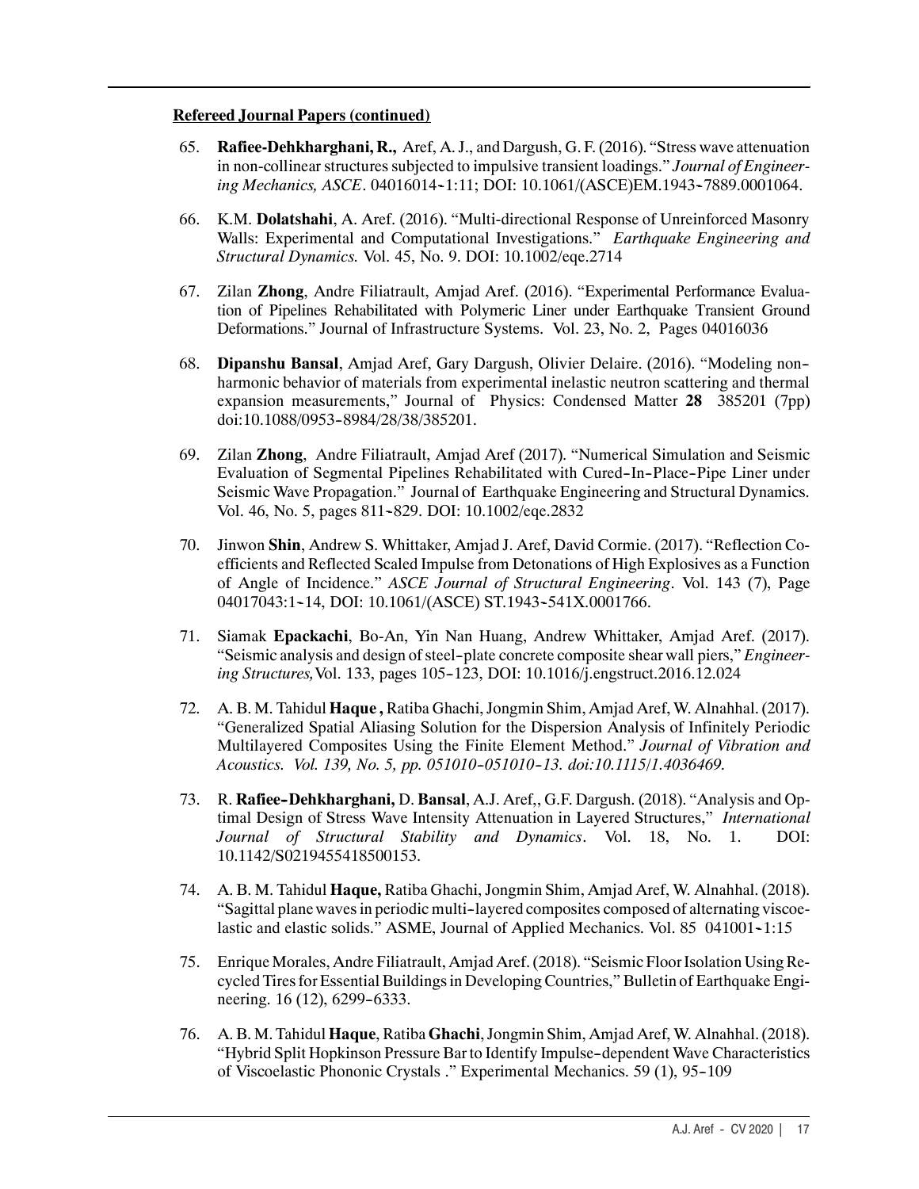**Refereed Journal Papers (continued)**

65. **Rafiee-Dehkharghani, R.,** Aref, A. J., and Dargush, G. F. (2016). "Stress wave attenuation in non-collinear structures subjected to impulsive transient loadings." *Journal of Engineering Mechanics, ASCE*. 04016014-1:11; DOI: 10.1061/(ASCE)EM.1943-7889.0001064.

66. K.M. **Dolatshahi**, A. Aref. (2016). "Multi-directional Response of Unreinforced Masonry Walls: Experimental and Computational Investigations." *Earthquake Engineering and Structural Dynamics.* Vol. 45, No. 9. DOI: 10.1002/eqe.2714

67. Zilan **Zhong**, Andre Filiatrault, Amjad Aref. (2016). "Experimental Performance Evaluation of Pipelines Rehabilitated with Polymeric Liner under Earthquake Transient Ground Deformations." Journal of Infrastructure Systems. Vol. 23, No. 2, Pages 04016036

68. **Dipanshu Bansal**, Amjad Aref, Gary Dargush, Olivier Delaire. (2016). "Modeling non-harmonic behavior of materials from experimental inelastic neutron scattering and thermal expansion measurements," Journal of Physics: Condensed Matter **28** 385201 (7pp) doi:10.1088/0953-8984/28/38/385201.

69. Zilan **Zhong**, Andre Filiatrault, Amjad Aref (2017). "Numerical Simulation and Seismic Evaluation of Segmental Pipelines Rehabilitated with Cured-In-Place-Pipe Liner under Seismic Wave Propagation." Journal of Earthquake Engineering and Structural Dynamics. Vol. 46, No. 5, pages 811-829. DOI: 10.1002/eqe.2832

70. Jinwon **Shin**, Andrew S. Whittaker, Amjad J. Aref, David Cormie. (2017). "Reflection Coefficients and Reflected Scaled Impulse from Detonations of High Explosives as a Function of Angle of Incidence." *ASCE Journal of Structural Engineering*. Vol. 143 (7), Page 04017043:1-14, DOI: 10.1061/(ASCE) ST.1943-541X.0001766.

71. Siamak **Epackachi**, Bo-An, Yin Nan Huang, Andrew Whittaker, Amjad Aref. (2017). "Seismic analysis and design of steel-plate concrete composite shear wall piers," *Engineering Structures,* Vol. 133, pages 105-123, DOI: 10.1016/j.engstruct.2016.12.024

72. A. B. M. Tahidul **Haque ,** Ratiba Ghachi, Jongmin Shim, Amjad Aref, W. Alnahhal. (2017). "Generalized Spatial Aliasing Solution for the Dispersion Analysis of Infinitely Periodic Multilayered Composites Using the Finite Element Method." *Journal of Vibration and Acoustics. Vol. 139, No. 5, pp. 051010-051010-13. doi:10.1115/1.4036469.*

73. R. **Rafiee-Dehkharghani,** D. **Bansal**, A.J. Aref,, G.F. Dargush. (2018). "Analysis and Optimal Design of Stress Wave Intensity Attenuation in Layered Structures," *International Journal of Structural Stability and Dynamics*. Vol. 18, No. 1. DOI: 10.1142/S0219455418500153.

74. A. B. M. Tahidul **Haque,** Ratiba Ghachi, Jongmin Shim, Amjad Aref, W. Alnahhal. (2018). "Sagittal plane waves in periodic multi-layered composites composed of alternating viscoelastic and elastic solids." ASME, Journal of Applied Mechanics. Vol. 85 041001-1:15

75. Enrique Morales, Andre Filiatrault, Amjad Aref. (2018). "Seismic Floor Isolation Using Recycled Tires for Essential Buildings in Developing Countries," Bulletin of Earthquake Engineering. 16 (12), 6299-6333.

76. A. B. M. Tahidul **Haque**, Ratiba **Ghachi**, Jongmin Shim, Amjad Aref, W. Alnahhal. (2018). "Hybrid Split Hopkinson Pressure Bar to Identify Impulse-dependent Wave Characteristics of Viscoelastic Phononic Crystals ." Experimental Mechanics. 59 (1), 95-109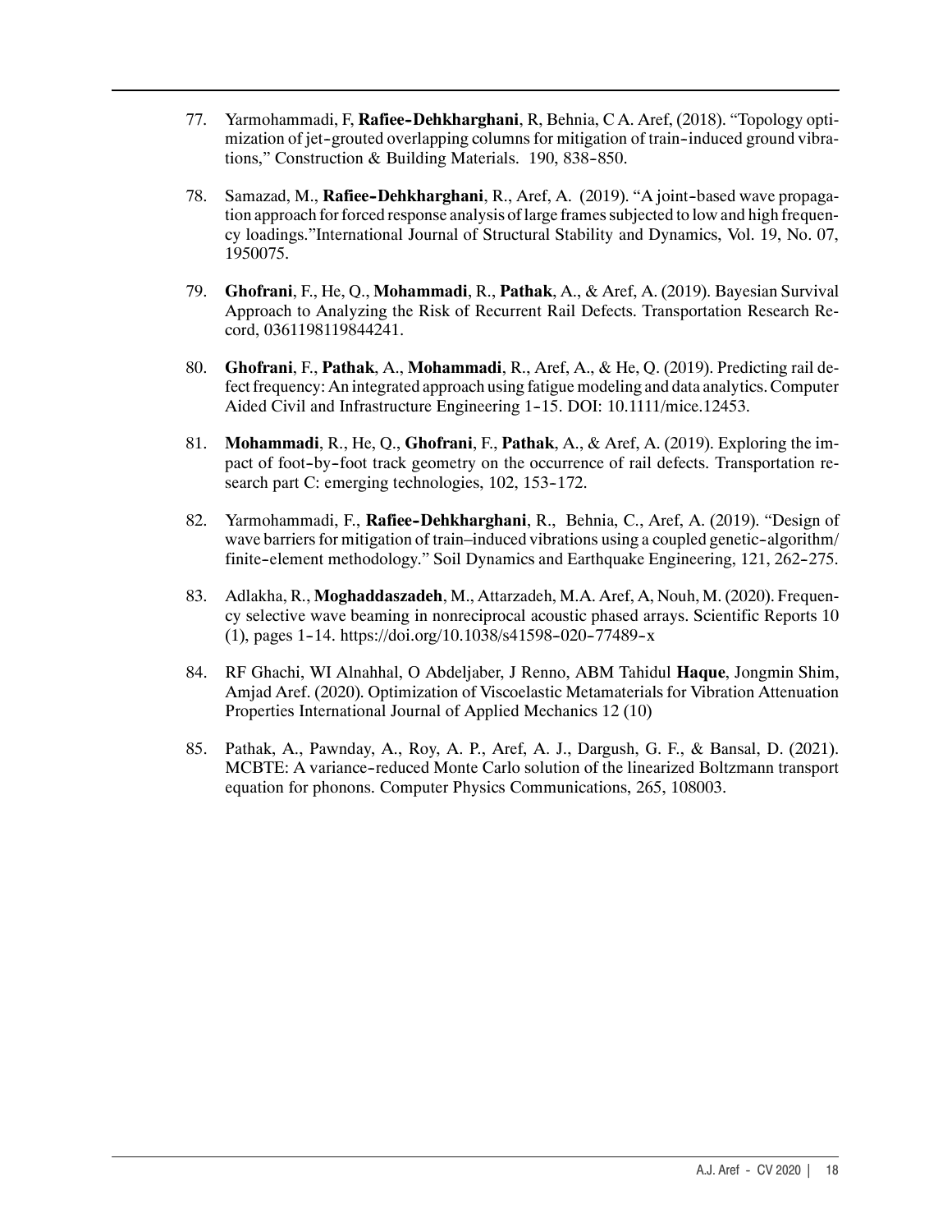77. Yarmohammadi, F, **Rafiee-Dehkharghani**, R, Behnia, C A. Aref, (2018). "Topology optimization of jet-grouted overlapping columns for mitigation of train-induced ground vibrations," Construction & Building Materials. 190, 838-850.

78. Samazad, M., **Rafiee-Dehkharghani**, R., Aref, A. (2019). "A joint-based wave propagation approach for forced response analysis of large frames subjected to low and high frequency loadings."International Journal of Structural Stability and Dynamics, Vol. 19, No. 07, 1950075.

79. **Ghofrani**, F., He, Q., **Mohammadi**, R., **Pathak**, A., & Aref, A. (2019). Bayesian Survival Approach to Analyzing the Risk of Recurrent Rail Defects. Transportation Research Record, 0361198119844241.

80. **Ghofrani**, F., **Pathak**, A., **Mohammadi**, R., Aref, A., & He, Q. (2019). Predicting rail defect frequency: An integrated approach using fatigue modeling and data analytics. Computer Aided Civil and Infrastructure Engineering 1-15. DOI: 10.1111/mice.12453.

81. **Mohammadi**, R., He, Q., **Ghofrani**, F., **Pathak**, A., & Aref, A. (2019). Exploring the impact of foot-by-foot track geometry on the occurrence of rail defects. Transportation research part C: emerging technologies, 102, 153-172.

82. Yarmohammadi, F., **Rafiee-Dehkharghani**, R., Behnia, C., Aref, A. (2019). "Design of wave barriers for mitigation of train–induced vibrations using a coupled genetic-algorithm/finite-element methodology." Soil Dynamics and Earthquake Engineering, 121, 262-275.

83. Adlakha, R., **Moghaddaszadeh**, M., Attarzadeh, M.A. Aref, A, Nouh, M. (2020). Frequency selective wave beaming in nonreciprocal acoustic phased arrays. Scientific Reports 10 (1), pages 1-14. https://doi.org/10.1038/s41598-020-77489-x

84. RF Ghachi, WI Alnahhal, O Abdeljaber, J Renno, ABM Tahidul **Haque**, Jongmin Shim, Amjad Aref. (2020). Optimization of Viscoelastic Metamaterials for Vibration Attenuation Properties International Journal of Applied Mechanics 12 (10)

85. Pathak, A., Pawnday, A., Roy, A. P., Aref, A. J., Dargush, G. F., & Bansal, D. (2021). MCBTE: A variance-reduced Monte Carlo solution of the linearized Boltzmann transport equation for phonons. Computer Physics Communications, 265, 108003.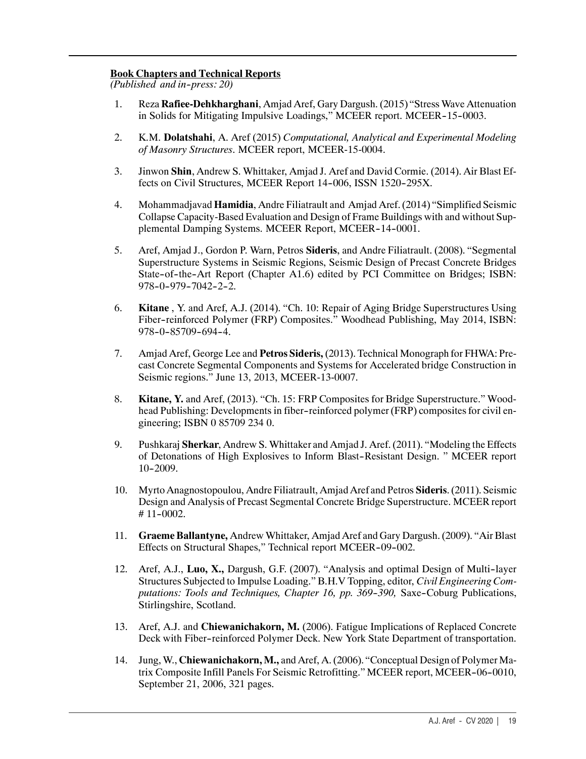**Book Chapters and Technical Reports**

*(Published and in-press: 20)*

1. Reza **Rafiee-Dehkharghani**, Amjad Aref, Gary Dargush. (2015) "Stress Wave Attenuation in Solids for Mitigating Impulsive Loadings," MCEER report. MCEER-15-0003.

2. K.M. **Dolatshahi**, A. Aref (2015) *Computational, Analytical and Experimental Modeling of Masonry Structures*. MCEER report, MCEER-15-0004.

3. Jinwon **Shin**, Andrew S. Whittaker, Amjad J. Aref and David Cormie. (2014). Air Blast Effects on Civil Structures, MCEER Report 14-006, ISSN 1520-295X.

4. Mohammadjavad **Hamidia**, Andre Filiatrault and Amjad Aref. (2014) "Simplified Seismic Collapse Capacity-Based Evaluation and Design of Frame Buildings with and without Supplemental Damping Systems. MCEER Report, MCEER-14-0001.

5. Aref, Amjad J., Gordon P. Warn, Petros **Sideris**, and Andre Filiatrault. (2008). "Segmental Superstructure Systems in Seismic Regions, Seismic Design of Precast Concrete Bridges State-of-the-Art Report (Chapter A1.6) edited by PCI Committee on Bridges; ISBN: 978-0-979-7042-2-2.

6. **Kitane** , Y. and Aref, A.J. (2014). "Ch. 10: Repair of Aging Bridge Superstructures Using Fiber-reinforced Polymer (FRP) Composites." Woodhead Publishing, May 2014, ISBN: 978-0-85709-694-4.

7. Amjad Aref, George Lee and **Petros Sideris,** (2013). Technical Monograph for FHWA: Precast Concrete Segmental Components and Systems for Accelerated bridge Construction in Seismic regions." June 13, 2013, MCEER-13-0007.

8. **Kitane, Y.** and Aref, (2013). "Ch. 15: FRP Composites for Bridge Superstructure." Woodhead Publishing: Developments in fiber-reinforced polymer (FRP) composites for civil engineering; ISBN 0 85709 234 0.

9. Pushkaraj **Sherkar**, Andrew S. Whittaker and Amjad J. Aref. (2011). "Modeling the Effects of Detonations of High Explosives to Inform Blast-Resistant Design. " MCEER report 10-2009.

10. Myrto Anagnostopoulou, Andre Filiatrault, Amjad Aref and Petros **Sideris**. (2011). Seismic Design and Analysis of Precast Segmental Concrete Bridge Superstructure. MCEER report # 11-0002.

11. **Graeme Ballantyne,** Andrew Whittaker, Amjad Aref and Gary Dargush. (2009). "Air Blast Effects on Structural Shapes," Technical report MCEER-09-002.

12. Aref, A.J., **Luo, X.,** Dargush, G.F. (2007). "Analysis and optimal Design of Multi-layer Structures Subjected to Impulse Loading." B.H.V Topping, editor, *Civil Engineering Computations: Tools and Techniques, Chapter 16, pp. 369-390,* Saxe-Coburg Publications, Stirlingshire, Scotland.

13. Aref, A.J. and **Chiewanichakorn, M.** (2006). Fatigue Implications of Replaced Concrete Deck with Fiber-reinforced Polymer Deck. New York State Department of transportation.

14. Jung, W., **Chiewanichakorn, M.,** and Aref, A. (2006). "Conceptual Design of Polymer Matrix Composite Infill Panels For Seismic Retrofitting." MCEER report, MCEER-06-0010, September 21, 2006, 321 pages.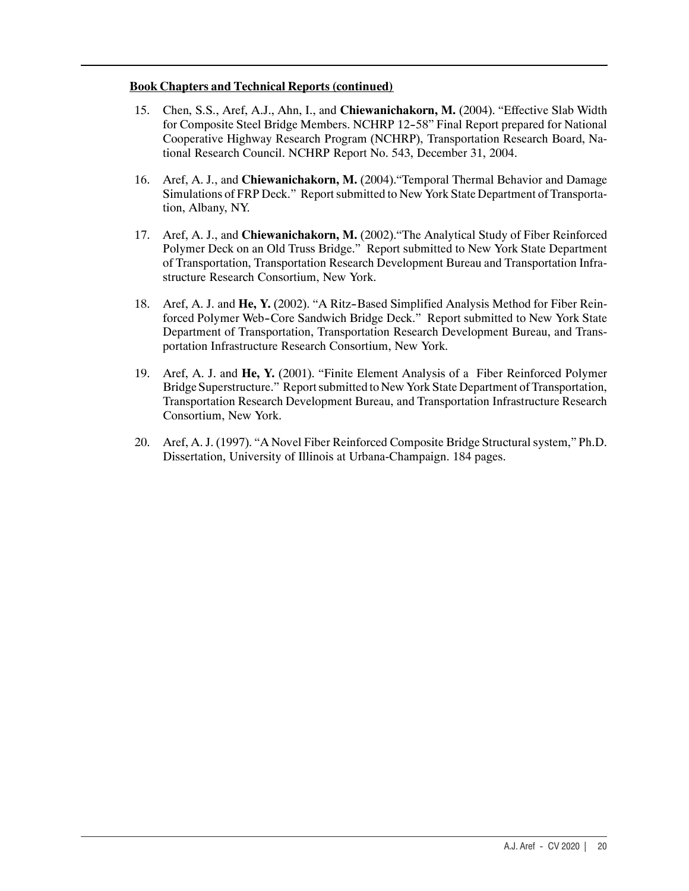**Book Chapters and Technical Reports (continued)**

15. Chen, S.S., Aref, A.J., Ahn, I., and **Chiewanichakorn, M.** (2004). "Effective Slab Width for Composite Steel Bridge Members. NCHRP 12-58" Final Report prepared for National Cooperative Highway Research Program (NCHRP), Transportation Research Board, National Research Council. NCHRP Report No. 543, December 31, 2004.

16. Aref, A. J., and **Chiewanichakorn, M.** (2004)."Temporal Thermal Behavior and Damage Simulations of FRP Deck." Report submitted to New York State Department of Transportation, Albany, NY.

17. Aref, A. J., and **Chiewanichakorn, M.** (2002)."The Analytical Study of Fiber Reinforced Polymer Deck on an Old Truss Bridge." Report submitted to New York State Department of Transportation, Transportation Research Development Bureau and Transportation Infrastructure Research Consortium, New York.

18. Aref, A. J. and **He, Y.** (2002). "A Ritz-Based Simplified Analysis Method for Fiber Reinforced Polymer Web-Core Sandwich Bridge Deck." Report submitted to New York State Department of Transportation, Transportation Research Development Bureau, and Transportation Infrastructure Research Consortium, New York.

19. Aref, A. J. and **He, Y.** (2001). "Finite Element Analysis of a Fiber Reinforced Polymer Bridge Superstructure." Report submitted to New York State Department of Transportation, Transportation Research Development Bureau, and Transportation Infrastructure Research Consortium, New York.

20. Aref, A. J. (1997). "A Novel Fiber Reinforced Composite Bridge Structural system," Ph.D. Dissertation, University of Illinois at Urbana-Champaign. 184 pages.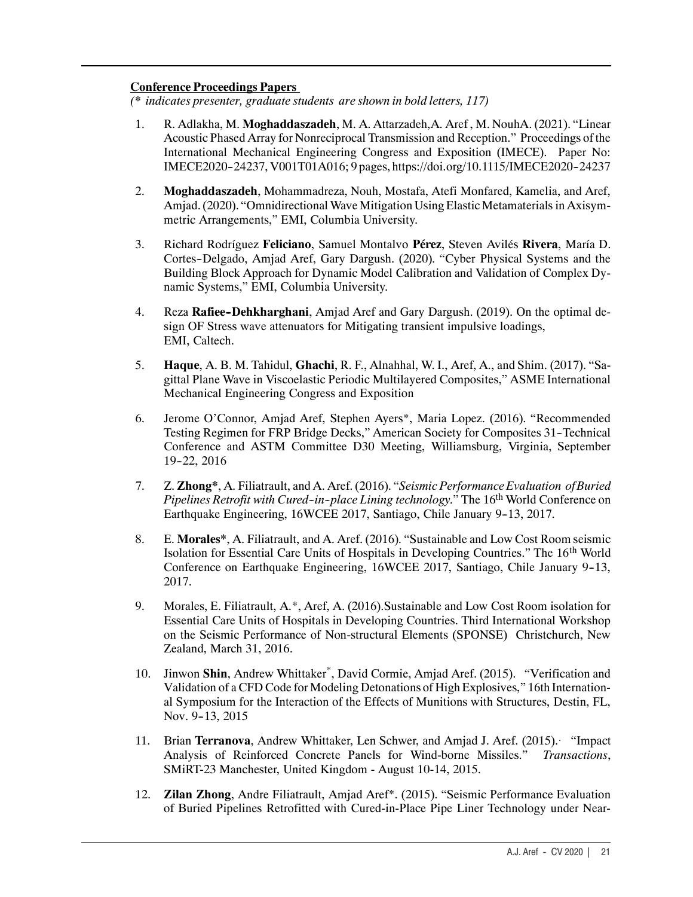**Conference Proceedings Papers**

*(\* indicates presenter, graduate students are shown in bold letters, 117)*

1. R. Adlakha, M. **Moghaddaszadeh**, M. A. Attarzadeh,A. Aref , M. NouhA. (2021). "Linear Acoustic Phased Array for Nonreciprocal Transmission and Reception." Proceedings of the International Mechanical Engineering Congress and Exposition (IMECE). Paper No: IMECE2020-24237, V001T01A016; 9 pages, https://doi.org/10.1115/IMECE2020-24237

2. **Moghaddaszadeh**, Mohammadreza, Nouh, Mostafa, Atefi Monfared, Kamelia, and Aref, Amjad. (2020). "Omnidirectional Wave Mitigation Using Elastic Metamaterials in Axisymmetric Arrangements," EMI, Columbia University.

3. Richard Rodríguez **Feliciano**, Samuel Montalvo **Pérez**, Steven Avilés **Rivera**, María D. Cortes-Delgado, Amjad Aref, Gary Dargush. (2020). "Cyber Physical Systems and the Building Block Approach for Dynamic Model Calibration and Validation of Complex Dynamic Systems," EMI, Columbia University.

4. Reza **Rafiee-Dehkharghani**, Amjad Aref and Gary Dargush. (2019). On the optimal design OF Stress wave attenuators for Mitigating transient impulsive loadings, EMI, Caltech.

5. **Haque**, A. B. M. Tahidul, **Ghachi**, R. F., Alnahhal, W. I., Aref, A., and Shim. (2017). "Sagittal Plane Wave in Viscoelastic Periodic Multilayered Composites," ASME International Mechanical Engineering Congress and Exposition

6. Jerome O'Connor, Amjad Aref, Stephen Ayers\*, Maria Lopez. (2016). "Recommended Testing Regimen for FRP Bridge Decks," American Society for Composites 31-Technical Conference and ASTM Committee D30 Meeting, Williamsburg, Virginia, September 19-22, 2016

7. Z. **Zhong\***, A. Filiatrault, and A. Aref. (2016). "*Seismic Performance Evaluation of Buried Pipelines Retrofit with Cured-in-place Lining technology.*" The 16th World Conference on Earthquake Engineering, 16WCEE 2017, Santiago, Chile January 9-13, 2017.

8. E. **Morales\***, A. Filiatrault, and A. Aref. (2016). "Sustainable and Low Cost Room seismic Isolation for Essential Care Units of Hospitals in Developing Countries." The 16th World Conference on Earthquake Engineering, 16WCEE 2017, Santiago, Chile January 9-13, 2017.

9. Morales, E. Filiatrault, A.\*, Aref, A. (2016).Sustainable and Low Cost Room isolation for Essential Care Units of Hospitals in Developing Countries. Third International Workshop on the Seismic Performance of Non-structural Elements (SPONSE) Christchurch, New Zealand, March 31, 2016.

10. Jinwon **Shin**, Andrew Whittaker\*, David Cormie, Amjad Aref. (2015). "Verification and Validation of a CFD Code for Modeling Detonations of High Explosives," 16th International Symposium for the Interaction of the Effects of Munitions with Structures, Destin, FL, Nov. 9-13, 2015

11. Brian **Terranova**, Andrew Whittaker, Len Schwer, and Amjad J. Aref. (2015).· "Impact Analysis of Reinforced Concrete Panels for Wind-borne Missiles." *Transactions*, SMiRT-23 Manchester, United Kingdom - August 10-14, 2015.

12. **Zilan Zhong**, Andre Filiatrault, Amjad Aref\*. (2015). "Seismic Performance Evaluation of Buried Pipelines Retrofitted with Cured-in-Place Pipe Liner Technology under Near-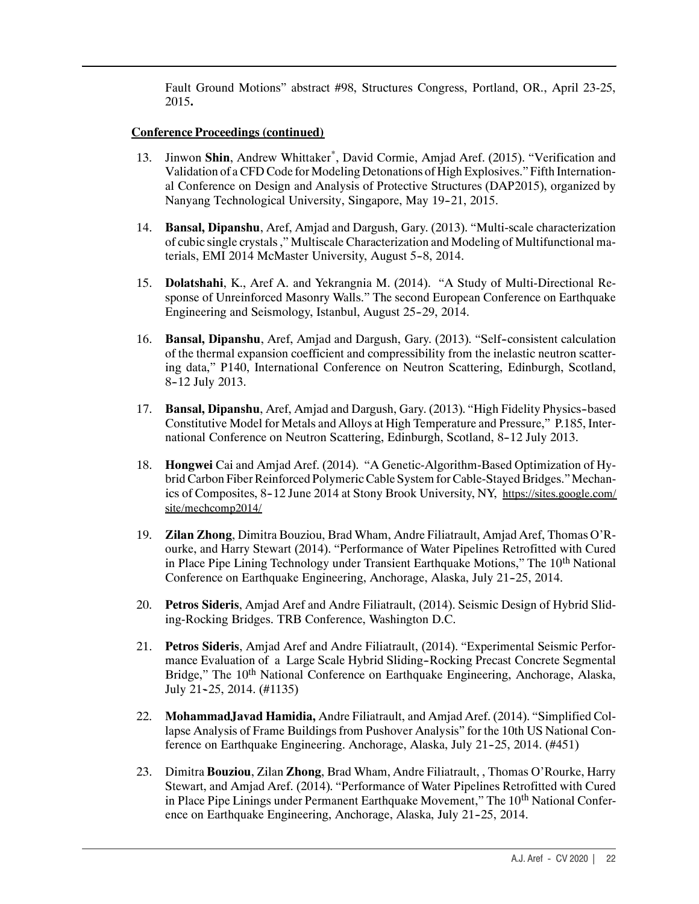Fault Ground Motions" abstract #98, Structures Congress, Portland, OR., April 23-25, 2015**.**

**Conference Proceedings (continued)**

13. Jinwon **Shin**, Andrew Whittaker*, David Cormie, Amjad Aref. (2015). "Verification and Validation of a CFD Code for Modeling Detonations of High Explosives." Fifth International Conference on Design and Analysis of Protective Structures (DAP2015), organized by Nanyang Technological University, Singapore, May 19–21, 2015.

14. **Bansal, Dipanshu**, Aref, Amjad and Dargush, Gary. (2013). "Multi-scale characterization of cubic single crystals ," Multiscale Characterization and Modeling of Multifunctional materials, EMI 2014 McMaster University, August 5–8, 2014.

15. **Dolatshahi**, K., Aref A. and Yekrangnia M. (2014). "A Study of Multi-Directional Response of Unreinforced Masonry Walls." The second European Conference on Earthquake Engineering and Seismology, Istanbul, August 25–29, 2014.

16. **Bansal, Dipanshu**, Aref, Amjad and Dargush, Gary. (2013). "Self–consistent calculation of the thermal expansion coefficient and compressibility from the inelastic neutron scattering data," P140, International Conference on Neutron Scattering, Edinburgh, Scotland, 8–12 July 2013.

17. **Bansal, Dipanshu**, Aref, Amjad and Dargush, Gary. (2013). "High Fidelity Physics–based Constitutive Model for Metals and Alloys at High Temperature and Pressure," P.185, International Conference on Neutron Scattering, Edinburgh, Scotland, 8–12 July 2013.

18. **Hongwei** Cai and Amjad Aref. (2014). "A Genetic-Algorithm-Based Optimization of Hybrid Carbon Fiber Reinforced Polymeric Cable System for Cable-Stayed Bridges." Mechanics of Composites, 8–12 June 2014 at Stony Brook University, NY, https://sites.google.com/site/mechcomp2014/

19. **Zilan Zhong**, Dimitra Bouziou, Brad Wham, Andre Filiatrault, Amjad Aref, Thomas O'Rourke, and Harry Stewart (2014). "Performance of Water Pipelines Retrofitted with Cured in Place Pipe Lining Technology under Transient Earthquake Motions," The 10th National Conference on Earthquake Engineering, Anchorage, Alaska, July 21–25, 2014.

20. **Petros Sideris**, Amjad Aref and Andre Filiatrault, (2014). Seismic Design of Hybrid Sliding-Rocking Bridges. TRB Conference, Washington D.C.

21. **Petros Sideris**, Amjad Aref and Andre Filiatrault, (2014). "Experimental Seismic Performance Evaluation of a Large Scale Hybrid Sliding–Rocking Precast Concrete Segmental Bridge," The 10th National Conference on Earthquake Engineering, Anchorage, Alaska, July 21-25, 2014. (#1135)

22. **MohammadJavad Hamidia,** Andre Filiatrault, and Amjad Aref. (2014). "Simplified Collapse Analysis of Frame Buildings from Pushover Analysis" for the 10th US National Conference on Earthquake Engineering. Anchorage, Alaska, July 21–25, 2014. (#451)

23. Dimitra **Bouziou**, Zilan **Zhong**, Brad Wham, Andre Filiatrault, , Thomas O'Rourke, Harry Stewart, and Amjad Aref. (2014). "Performance of Water Pipelines Retrofitted with Cured in Place Pipe Linings under Permanent Earthquake Movement," The 10th National Conference on Earthquake Engineering, Anchorage, Alaska, July 21–25, 2014.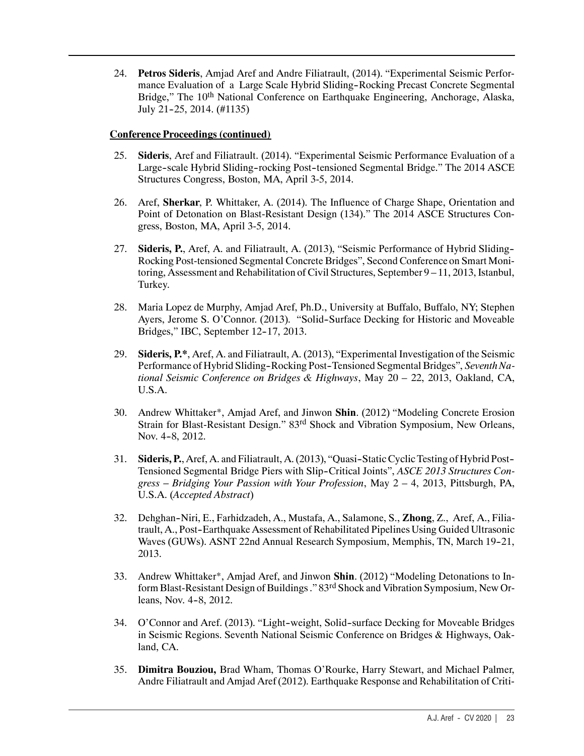24. **Petros Sideris**, Amjad Aref and Andre Filiatrault, (2014). “Experimental Seismic Performance Evaluation of a Large Scale Hybrid Sliding-Rocking Precast Concrete Segmental Bridge,” The 10th National Conference on Earthquake Engineering, Anchorage, Alaska, July 21-25, 2014. (#1135)

**Conference Proceedings (continued)**

25. **Sideris**, Aref and Filiatrault. (2014). “Experimental Seismic Performance Evaluation of a Large-scale Hybrid Sliding-rocking Post-tensioned Segmental Bridge.” The 2014 ASCE Structures Congress, Boston, MA, April 3-5, 2014.

26. Aref, **Sherkar**, P. Whittaker, A. (2014). The Influence of Charge Shape, Orientation and Point of Detonation on Blast-Resistant Design (134).” The 2014 ASCE Structures Congress, Boston, MA, April 3-5, 2014.

27. **Sideris, P.**, Aref, A. and Filiatrault, A. (2013), “Seismic Performance of Hybrid Sliding-Rocking Post-tensioned Segmental Concrete Bridges”, Second Conference on Smart Monitoring, Assessment and Rehabilitation of Civil Structures, September 9 – 11, 2013, Istanbul, Turkey.

28. Maria Lopez de Murphy, Amjad Aref, Ph.D., University at Buffalo, Buffalo, NY; Stephen Ayers, Jerome S. O’Connor. (2013). “Solid-Surface Decking for Historic and Moveable Bridges,” IBC, September 12-17, 2013.

29. **Sideris, P.***, Aref, A. and Filiatrault, A. (2013), “Experimental Investigation of the Seismic Performance of Hybrid Sliding-Rocking Post-Tensioned Segmental Bridges”, *Seventh National Seismic Conference on Bridges & Highways*, May 20 – 22, 2013, Oakland, CA, U.S.A.

30. Andrew Whittaker*, Amjad Aref, and Jinwon **Shin**. (2012) “Modeling Concrete Erosion Strain for Blast-Resistant Design.” 83rd Shock and Vibration Symposium, New Orleans, Nov. 4-8, 2012.

31. **Sideris, P.**, Aref, A. and Filiatrault, A. (2013), “Quasi-Static Cyclic Testing of Hybrid Post-Tensioned Segmental Bridge Piers with Slip-Critical Joints”, *ASCE 2013 Structures Congress – Bridging Your Passion with Your Profession*, May 2 – 4, 2013, Pittsburgh, PA, U.S.A. (*Accepted Abstract*)

32. Dehghan-Niri, E., Farhidzadeh, A., Mustafa, A., Salamone, S., **Zhong**, Z., Aref, A., Filiatrault, A., Post-Earthquake Assessment of Rehabilitated Pipelines Using Guided Ultrasonic Waves (GUWs). ASNT 22nd Annual Research Symposium, Memphis, TN, March 19-21, 2013.

33. Andrew Whittaker*, Amjad Aref, and Jinwon **Shin**. (2012) “Modeling Detonations to Inform Blast-Resistant Design of Buildings .” 83rd Shock and Vibration Symposium, New Orleans, Nov. 4-8, 2012.

34. O’Connor and Aref. (2013). “Light-weight, Solid-surface Decking for Moveable Bridges in Seismic Regions. Seventh National Seismic Conference on Bridges & Highways, Oakland, CA.

35. **Dimitra Bouziou,** Brad Wham, Thomas O’Rourke, Harry Stewart, and Michael Palmer, Andre Filiatrault and Amjad Aref (2012). Earthquake Response and Rehabilitation of Criti-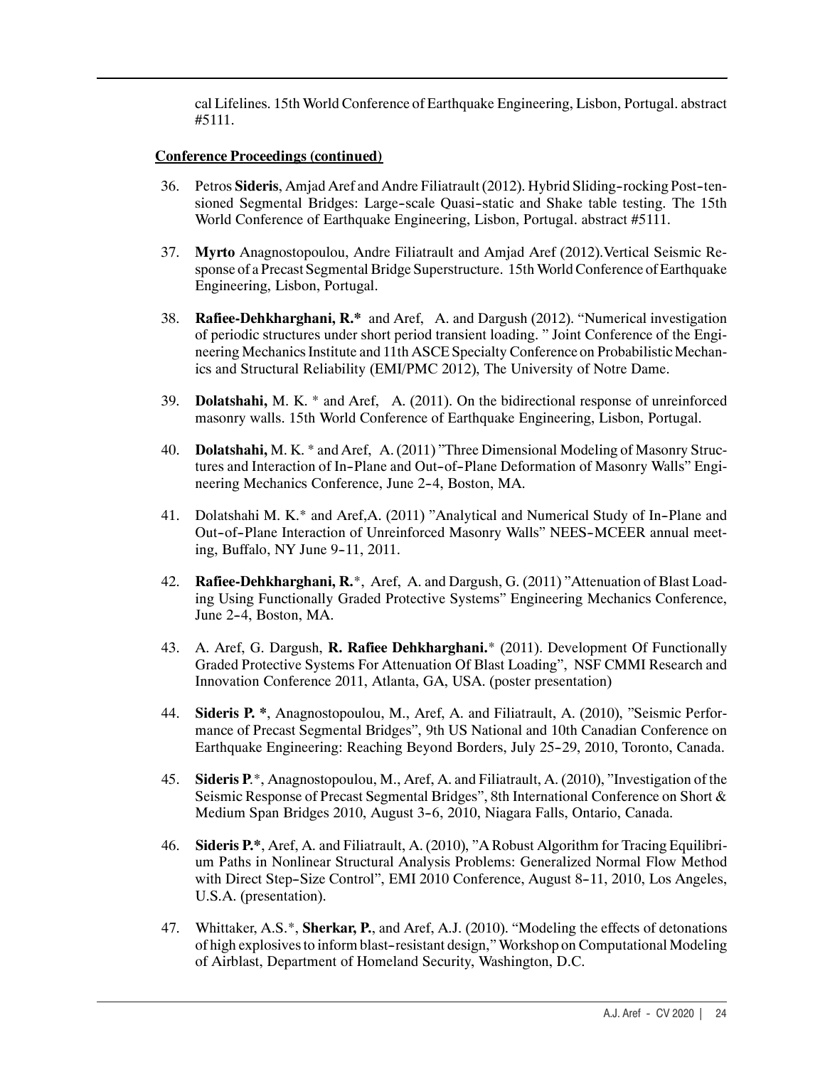cal Lifelines. 15th World Conference of Earthquake Engineering, Lisbon, Portugal. abstract #5111.

**Conference Proceedings (continued)**

36. Petros **Sideris**, Amjad Aref and Andre Filiatrault (2012). Hybrid Sliding-rocking Post-tensioned Segmental Bridges: Large-scale Quasi-static and Shake table testing. The 15th World Conference of Earthquake Engineering, Lisbon, Portugal. abstract #5111.

37. **Myrto** Anagnostopoulou, Andre Filiatrault and Amjad Aref (2012).Vertical Seismic Response of a Precast Segmental Bridge Superstructure. 15th World Conference of Earthquake Engineering, Lisbon, Portugal.

38. **Rafiee-Dehkharghani, R.*** and Aref, A. and Dargush (2012). "Numerical investigation of periodic structures under short period transient loading. " Joint Conference of the Engineering Mechanics Institute and 11th ASCE Specialty Conference on Probabilistic Mechanics and Structural Reliability (EMI/PMC 2012), The University of Notre Dame.

39. **Dolatshahi,** M. K. * and Aref, A. (2011). On the bidirectional response of unreinforced masonry walls. 15th World Conference of Earthquake Engineering, Lisbon, Portugal.

40. **Dolatshahi,** M. K. * and Aref, A. (2011) "Three Dimensional Modeling of Masonry Structures and Interaction of In-Plane and Out-of-Plane Deformation of Masonry Walls" Engineering Mechanics Conference, June 2-4, Boston, MA.

41. Dolatshahi M. K.* and Aref,A. (2011) "Analytical and Numerical Study of In-Plane and Out-of-Plane Interaction of Unreinforced Masonry Walls" NEES-MCEER annual meeting, Buffalo, NY June 9-11, 2011.

42. **Rafiee-Dehkharghani, R.***, Aref, A. and Dargush, G. (2011) "Attenuation of Blast Loading Using Functionally Graded Protective Systems" Engineering Mechanics Conference, June 2-4, Boston, MA.

43. A. Aref, G. Dargush, **R. Rafiee Dehkharghani.*** (2011). Development Of Functionally Graded Protective Systems For Attenuation Of Blast Loading", NSF CMMI Research and Innovation Conference 2011, Atlanta, GA, USA. (poster presentation)

44. **Sideris P. ***, Anagnostopoulou, M., Aref, A. and Filiatrault, A. (2010), "Seismic Performance of Precast Segmental Bridges", 9th US National and 10th Canadian Conference on Earthquake Engineering: Reaching Beyond Borders, July 25-29, 2010, Toronto, Canada.

45. **Sideris P.***, Anagnostopoulou, M., Aref, A. and Filiatrault, A. (2010), "Investigation of the Seismic Response of Precast Segmental Bridges", 8th International Conference on Short & Medium Span Bridges 2010, August 3-6, 2010, Niagara Falls, Ontario, Canada.

46. **Sideris P.***, Aref, A. and Filiatrault, A. (2010), "A Robust Algorithm for Tracing Equilibrium Paths in Nonlinear Structural Analysis Problems: Generalized Normal Flow Method with Direct Step-Size Control", EMI 2010 Conference, August 8-11, 2010, Los Angeles, U.S.A. (presentation).

47. Whittaker, A.S.*, **Sherkar, P.**, and Aref, A.J. (2010). "Modeling the effects of detonations of high explosives to inform blast-resistant design," Workshop on Computational Modeling of Airblast, Department of Homeland Security, Washington, D.C.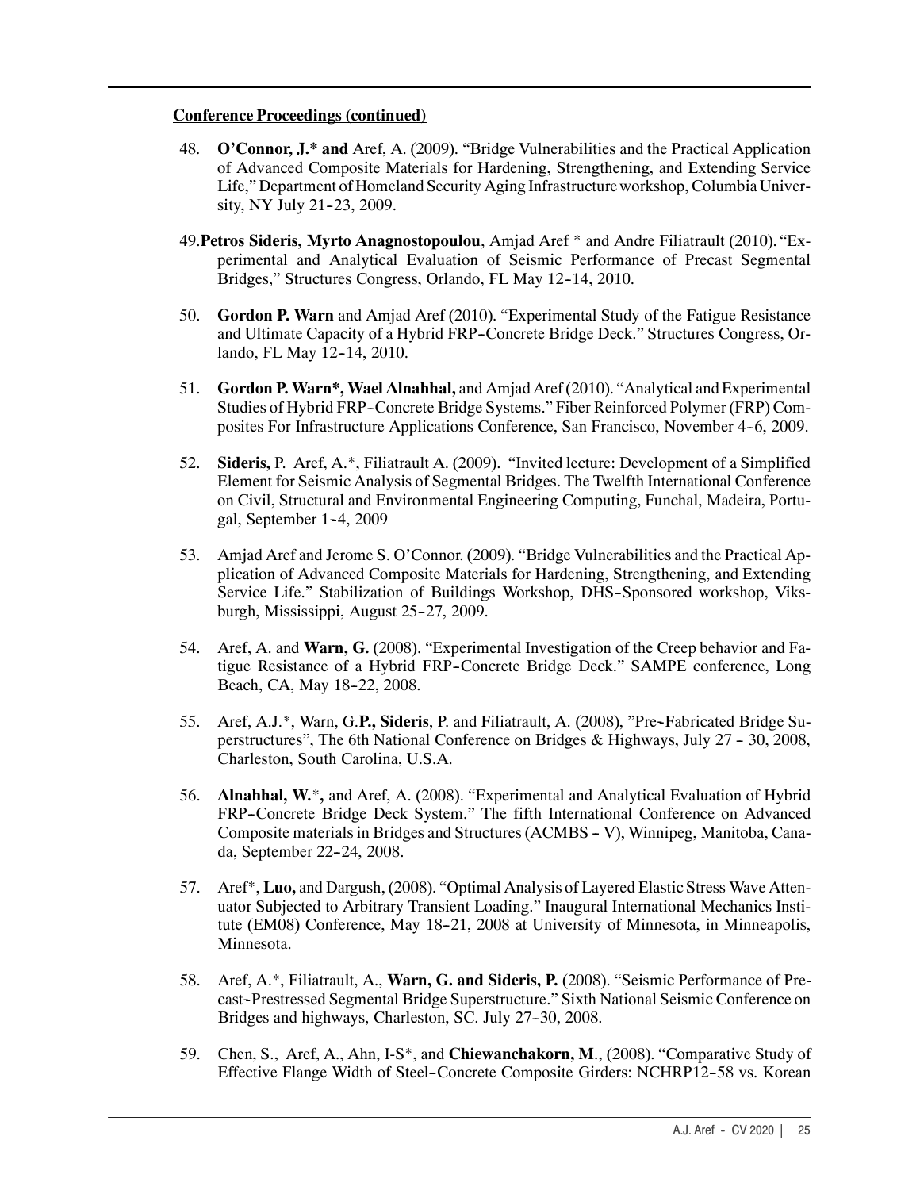**Conference Proceedings (continued)**

48. **O'Connor, J.* and** Aref, A. (2009). "Bridge Vulnerabilities and the Practical Application of Advanced Composite Materials for Hardening, Strengthening, and Extending Service Life," Department of Homeland Security Aging Infrastructure workshop, Columbia University, NY July 21-23, 2009.

49. **Petros Sideris, Myrto Anagnostopoulou**, Amjad Aref * and Andre Filiatrault (2010). "Experimental and Analytical Evaluation of Seismic Performance of Precast Segmental Bridges," Structures Congress, Orlando, FL May 12-14, 2010.

50. **Gordon P. Warn** and Amjad Aref (2010). "Experimental Study of the Fatigue Resistance and Ultimate Capacity of a Hybrid FRP-Concrete Bridge Deck." Structures Congress, Orlando, FL May 12-14, 2010.

51. **Gordon P. Warn*, Wael Alnahhal,** and Amjad Aref (2010). "Analytical and Experimental Studies of Hybrid FRP-Concrete Bridge Systems." Fiber Reinforced Polymer (FRP) Composites For Infrastructure Applications Conference, San Francisco, November 4-6, 2009.

52. **Sideris,** P. Aref, A.*, Filiatrault A. (2009). "Invited lecture: Development of a Simplified Element for Seismic Analysis of Segmental Bridges. The Twelfth International Conference on Civil, Structural and Environmental Engineering Computing, Funchal, Madeira, Portugal, September 1-4, 2009

53. Amjad Aref and Jerome S. O'Connor. (2009). "Bridge Vulnerabilities and the Practical Application of Advanced Composite Materials for Hardening, Strengthening, and Extending Service Life." Stabilization of Buildings Workshop, DHS-Sponsored workshop, Viksburgh, Mississippi, August 25-27, 2009.

54. Aref, A. and **Warn, G.** (2008). "Experimental Investigation of the Creep behavior and Fatigue Resistance of a Hybrid FRP-Concrete Bridge Deck." SAMPE conference, Long Beach, CA, May 18-22, 2008.

55. Aref, A.J.*, Warn, G.**P., Sideris**, P. and Filiatrault, A. (2008), "Pre-Fabricated Bridge Superstructures", The 6th National Conference on Bridges & Highways, July 27 - 30, 2008, Charleston, South Carolina, U.S.A.

56. **Alnahhal, W.*,** and Aref, A. (2008). "Experimental and Analytical Evaluation of Hybrid FRP-Concrete Bridge Deck System." The fifth International Conference on Advanced Composite materials in Bridges and Structures (ACMBS - V), Winnipeg, Manitoba, Canada, September 22-24, 2008.

57. Aref*, **Luo,** and Dargush, (2008). "Optimal Analysis of Layered Elastic Stress Wave Attenuator Subjected to Arbitrary Transient Loading." Inaugural International Mechanics Institute (EM08) Conference, May 18-21, 2008 at University of Minnesota, in Minneapolis, Minnesota.

58. Aref, A.*, Filiatrault, A., **Warn, G. and Sideris, P.** (2008). "Seismic Performance of Precast-Prestressed Segmental Bridge Superstructure." Sixth National Seismic Conference on Bridges and highways, Charleston, SC. July 27-30, 2008.

59. Chen, S., Aref, A., Ahn, I-S*, and **Chiewanchakorn, M**., (2008). "Comparative Study of Effective Flange Width of Steel-Concrete Composite Girders: NCHRP12-58 vs. Korean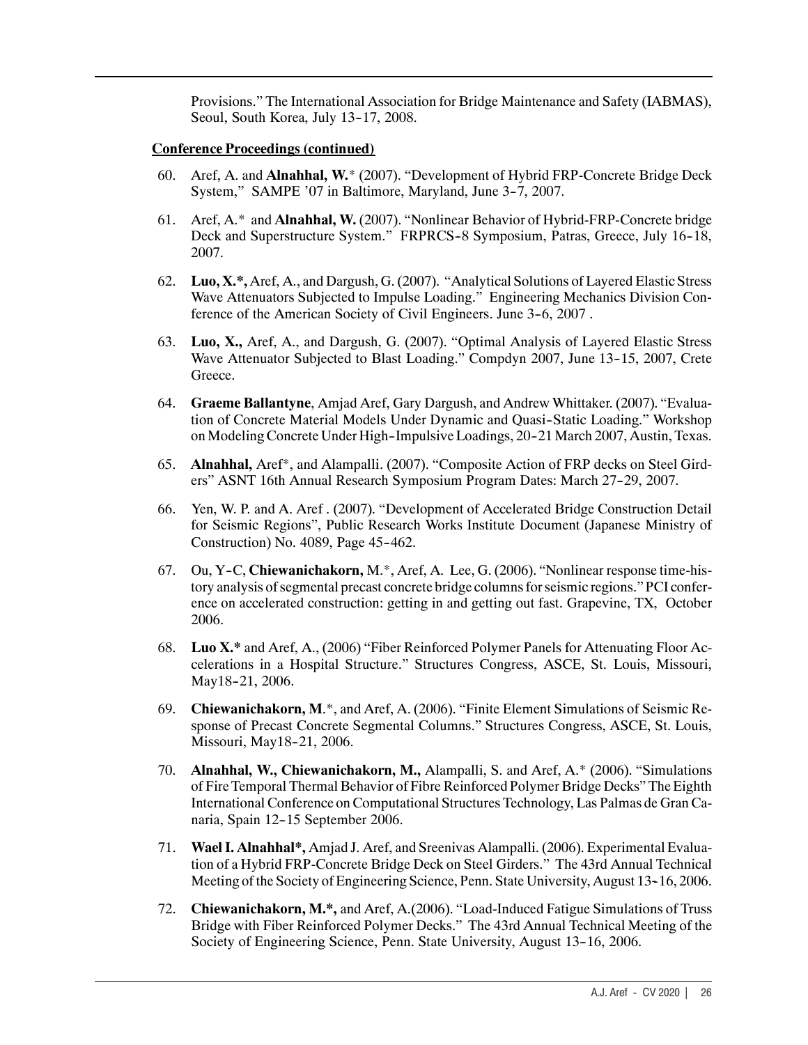Provisions." The International Association for Bridge Maintenance and Safety (IABMAS), Seoul, South Korea, July 13-17, 2008.

**Conference Proceedings (continued)**

60. Aref, A. and **Alnahhal, W.**\* (2007). "Development of Hybrid FRP-Concrete Bridge Deck System," SAMPE '07 in Baltimore, Maryland, June 3-7, 2007.

61. Aref, A.\* and **Alnahhal, W.** (2007). "Nonlinear Behavior of Hybrid-FRP-Concrete bridge Deck and Superstructure System." FRPRCS-8 Symposium, Patras, Greece, July 16-18, 2007.

62. **Luo, X.\*,** Aref, A., and Dargush, G. (2007). "Analytical Solutions of Layered Elastic Stress Wave Attenuators Subjected to Impulse Loading." Engineering Mechanics Division Conference of the American Society of Civil Engineers. June 3-6, 2007 .

63. **Luo, X.,** Aref, A., and Dargush, G. (2007). "Optimal Analysis of Layered Elastic Stress Wave Attenuator Subjected to Blast Loading." Compdyn 2007, June 13-15, 2007, Crete Greece.

64. **Graeme Ballantyne**, Amjad Aref, Gary Dargush, and Andrew Whittaker. (2007). "Evaluation of Concrete Material Models Under Dynamic and Quasi-Static Loading." Workshop on Modeling Concrete Under High-Impulsive Loadings, 20-21 March 2007, Austin, Texas.

65. **Alnahhal,** Aref\*, and Alampalli. (2007). "Composite Action of FRP decks on Steel Girders" ASNT 16th Annual Research Symposium Program Dates: March 27-29, 2007.

66. Yen, W. P. and A. Aref . (2007). "Development of Accelerated Bridge Construction Detail for Seismic Regions", Public Research Works Institute Document (Japanese Ministry of Construction) No. 4089, Page 45-462.

67. Ou, Y-C, **Chiewanichakorn,** M.\*, Aref, A. Lee, G. (2006). "Nonlinear response time-history analysis of segmental precast concrete bridge columns for seismic regions." PCI conference on accelerated construction: getting in and getting out fast. Grapevine, TX, October 2006.

68. **Luo X.\*** and Aref, A., (2006) "Fiber Reinforced Polymer Panels for Attenuating Floor Accelerations in a Hospital Structure." Structures Congress, ASCE, St. Louis, Missouri, May18-21, 2006.

69. **Chiewanichakorn, M**.\*, and Aref, A. (2006). "Finite Element Simulations of Seismic Response of Precast Concrete Segmental Columns." Structures Congress, ASCE, St. Louis, Missouri, May18-21, 2006.

70. **Alnahhal, W., Chiewanichakorn, M.,** Alampalli, S. and Aref, A.\* (2006). "Simulations of Fire Temporal Thermal Behavior of Fibre Reinforced Polymer Bridge Decks" The Eighth International Conference on Computational Structures Technology, Las Palmas de Gran Canaria, Spain 12-15 September 2006.

71. **Wael I. Alnahhal\*,** Amjad J. Aref, and Sreenivas Alampalli. (2006). Experimental Evaluation of a Hybrid FRP-Concrete Bridge Deck on Steel Girders." The 43rd Annual Technical Meeting of the Society of Engineering Science, Penn. State University, August 13-16, 2006.

72. **Chiewanichakorn, M.\*,** and Aref, A.(2006). "Load-Induced Fatigue Simulations of Truss Bridge with Fiber Reinforced Polymer Decks." The 43rd Annual Technical Meeting of the Society of Engineering Science, Penn. State University, August 13-16, 2006.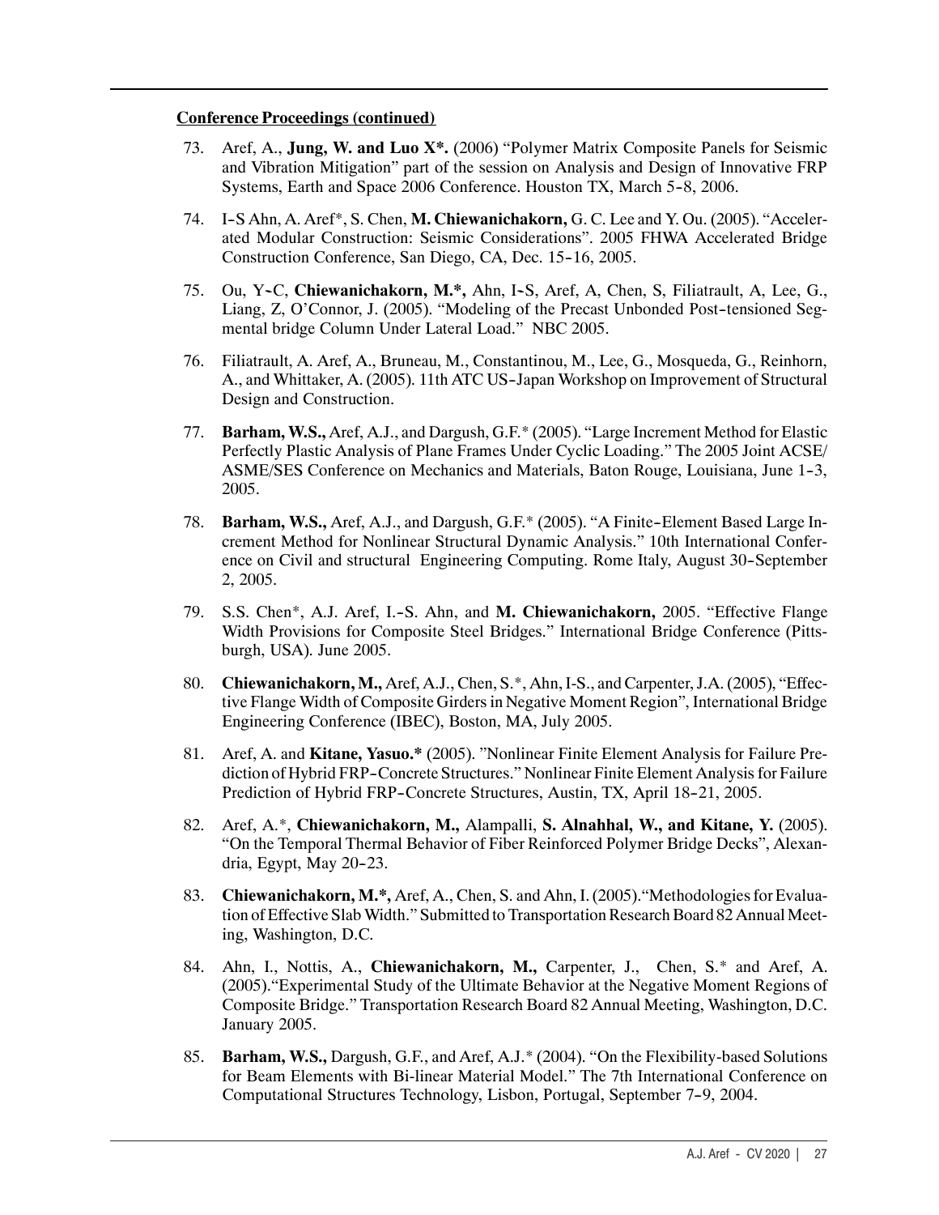**Conference Proceedings (continued)**

73. Aref, A., **Jung, W. and Luo X*.** (2006) "Polymer Matrix Composite Panels for Seismic and Vibration Mitigation" part of the session on Analysis and Design of Innovative FRP Systems, Earth and Space 2006 Conference. Houston TX, March 5-8, 2006.

74. I-S Ahn, A. Aref*, S. Chen, **M. Chiewanichakorn,** G. C. Lee and Y. Ou. (2005). "Accelerated Modular Construction: Seismic Considerations". 2005 FHWA Accelerated Bridge Construction Conference, San Diego, CA, Dec. 15-16, 2005.

75. Ou, Y-C, **Chiewanichakorn, M.*,** Ahn, I-S, Aref, A, Chen, S, Filiatrault, A, Lee, G., Liang, Z, O'Connor, J. (2005). "Modeling of the Precast Unbonded Post-tensioned Segmental bridge Column Under Lateral Load." NBC 2005.

76. Filiatrault, A. Aref, A., Bruneau, M., Constantinou, M., Lee, G., Mosqueda, G., Reinhorn, A., and Whittaker, A. (2005). 11th ATC US-Japan Workshop on Improvement of Structural Design and Construction.

77. **Barham, W.S.,** Aref, A.J., and Dargush, G.F.* (2005). "Large Increment Method for Elastic Perfectly Plastic Analysis of Plane Frames Under Cyclic Loading." The 2005 Joint ACSE/ASME/SES Conference on Mechanics and Materials, Baton Rouge, Louisiana, June 1-3, 2005.

78. **Barham, W.S.,** Aref, A.J., and Dargush, G.F.* (2005). "A Finite-Element Based Large Increment Method for Nonlinear Structural Dynamic Analysis." 10th International Conference on Civil and structural Engineering Computing. Rome Italy, August 30-September 2, 2005.

79. S.S. Chen*, A.J. Aref, I.-S. Ahn, and **M. Chiewanichakorn,** 2005. "Effective Flange Width Provisions for Composite Steel Bridges." International Bridge Conference (Pittsburgh, USA). June 2005.

80. **Chiewanichakorn, M.,** Aref, A.J., Chen, S.*, Ahn, I-S., and Carpenter, J.A. (2005), "Effective Flange Width of Composite Girders in Negative Moment Region", International Bridge Engineering Conference (IBEC), Boston, MA, July 2005.

81. Aref, A. and **Kitane, Yasuo.*** (2005). "Nonlinear Finite Element Analysis for Failure Prediction of Hybrid FRP-Concrete Structures." Nonlinear Finite Element Analysis for Failure Prediction of Hybrid FRP-Concrete Structures, Austin, TX, April 18-21, 2005.

82. Aref, A.*, **Chiewanichakorn, M.,** Alampalli, **S. Alnahhal, W., and Kitane, Y.** (2005). "On the Temporal Thermal Behavior of Fiber Reinforced Polymer Bridge Decks", Alexandria, Egypt, May 20-23.

83. **Chiewanichakorn, M.*,** Aref, A., Chen, S. and Ahn, I. (2005)."Methodologies for Evaluation of Effective Slab Width." Submitted to Transportation Research Board 82 Annual Meeting, Washington, D.C.

84. Ahn, I., Nottis, A., **Chiewanichakorn, M.,** Carpenter, J., Chen, S.* and Aref, A. (2005)."Experimental Study of the Ultimate Behavior at the Negative Moment Regions of Composite Bridge." Transportation Research Board 82 Annual Meeting, Washington, D.C. January 2005.

85. **Barham, W.S.,** Dargush, G.F., and Aref, A.J.* (2004). "On the Flexibility-based Solutions for Beam Elements with Bi-linear Material Model." The 7th International Conference on Computational Structures Technology, Lisbon, Portugal, September 7-9, 2004.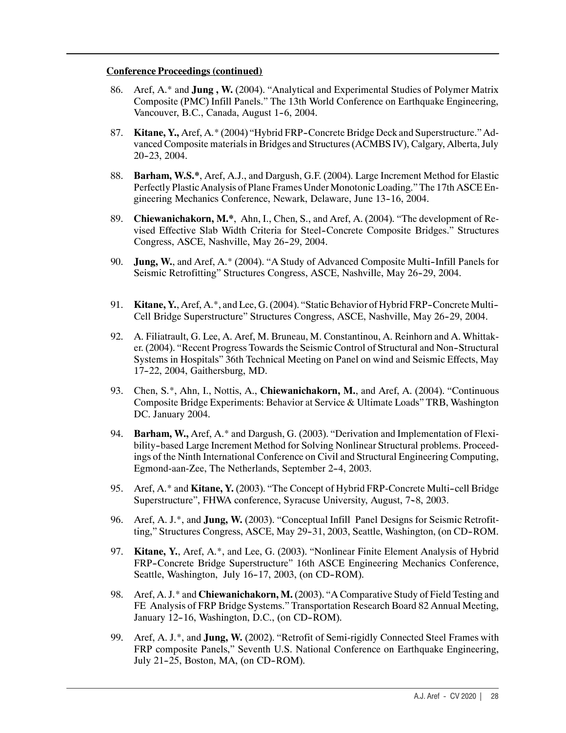**Conference Proceedings (continued)**

86. Aref, A.* and **Jung , W.** (2004). "Analytical and Experimental Studies of Polymer Matrix Composite (PMC) Infill Panels." The 13th World Conference on Earthquake Engineering, Vancouver, B.C., Canada, August 1-6, 2004.

87. **Kitane, Y.,** Aref, A.* (2004) "Hybrid FRP-Concrete Bridge Deck and Superstructure." Advanced Composite materials in Bridges and Structures (ACMBS IV), Calgary, Alberta, July 20-23, 2004.

88. **Barham, W.S.***, Aref, A.J., and Dargush, G.F. (2004). Large Increment Method for Elastic Perfectly Plastic Analysis of Plane Frames Under Monotonic Loading." The 17th ASCE Engineering Mechanics Conference, Newark, Delaware, June 13-16, 2004.

89. **Chiewanichakorn, M.***, Ahn, I., Chen, S., and Aref, A. (2004). "The development of Revised Effective Slab Width Criteria for Steel-Concrete Composite Bridges." Structures Congress, ASCE, Nashville, May 26-29, 2004.

90. **Jung, W.**, and Aref, A.* (2004). "A Study of Advanced Composite Multi-Infill Panels for Seismic Retrofitting" Structures Congress, ASCE, Nashville, May 26-29, 2004.

91. **Kitane, Y.**, Aref, A.*, and Lee, G. (2004). "Static Behavior of Hybrid FRP-Concrete Multi-Cell Bridge Superstructure" Structures Congress, ASCE, Nashville, May 26-29, 2004.

92. A. Filiatrault, G. Lee, A. Aref, M. Bruneau, M. Constantinou, A. Reinhorn and A. Whittaker. (2004). "Recent Progress Towards the Seismic Control of Structural and Non-Structural Systems in Hospitals" 36th Technical Meeting on Panel on wind and Seismic Effects, May 17-22, 2004, Gaithersburg, MD.

93. Chen, S.*, Ahn, I., Nottis, A., **Chiewanichakorn, M.**, and Aref, A. (2004). "Continuous Composite Bridge Experiments: Behavior at Service & Ultimate Loads" TRB, Washington DC. January 2004.

94. **Barham, W.,** Aref, A.* and Dargush, G. (2003). "Derivation and Implementation of Flexibility-based Large Increment Method for Solving Nonlinear Structural problems. Proceedings of the Ninth International Conference on Civil and Structural Engineering Computing, Egmond-aan-Zee, The Netherlands, September 2-4, 2003.

95. Aref, A.* and **Kitane, Y.** (2003). "The Concept of Hybrid FRP-Concrete Multi-cell Bridge Superstructure", FHWA conference, Syracuse University, August, 7-8, 2003.

96. Aref, A. J.*, and **Jung, W.** (2003). "Conceptual Infill Panel Designs for Seismic Retrofitting," Structures Congress, ASCE, May 29-31, 2003, Seattle, Washington, (on CD-ROM.

97. **Kitane, Y.**, Aref, A.*, and Lee, G. (2003). "Nonlinear Finite Element Analysis of Hybrid FRP-Concrete Bridge Superstructure" 16th ASCE Engineering Mechanics Conference, Seattle, Washington, July 16-17, 2003, (on CD-ROM).

98. Aref, A. J.* and **Chiewanichakorn, M.** (2003). "A Comparative Study of Field Testing and FE Analysis of FRP Bridge Systems." Transportation Research Board 82 Annual Meeting, January 12-16, Washington, D.C., (on CD-ROM).

99. Aref, A. J.*, and **Jung, W.** (2002). "Retrofit of Semi-rigidly Connected Steel Frames with FRP composite Panels," Seventh U.S. National Conference on Earthquake Engineering, July 21-25, Boston, MA, (on CD-ROM).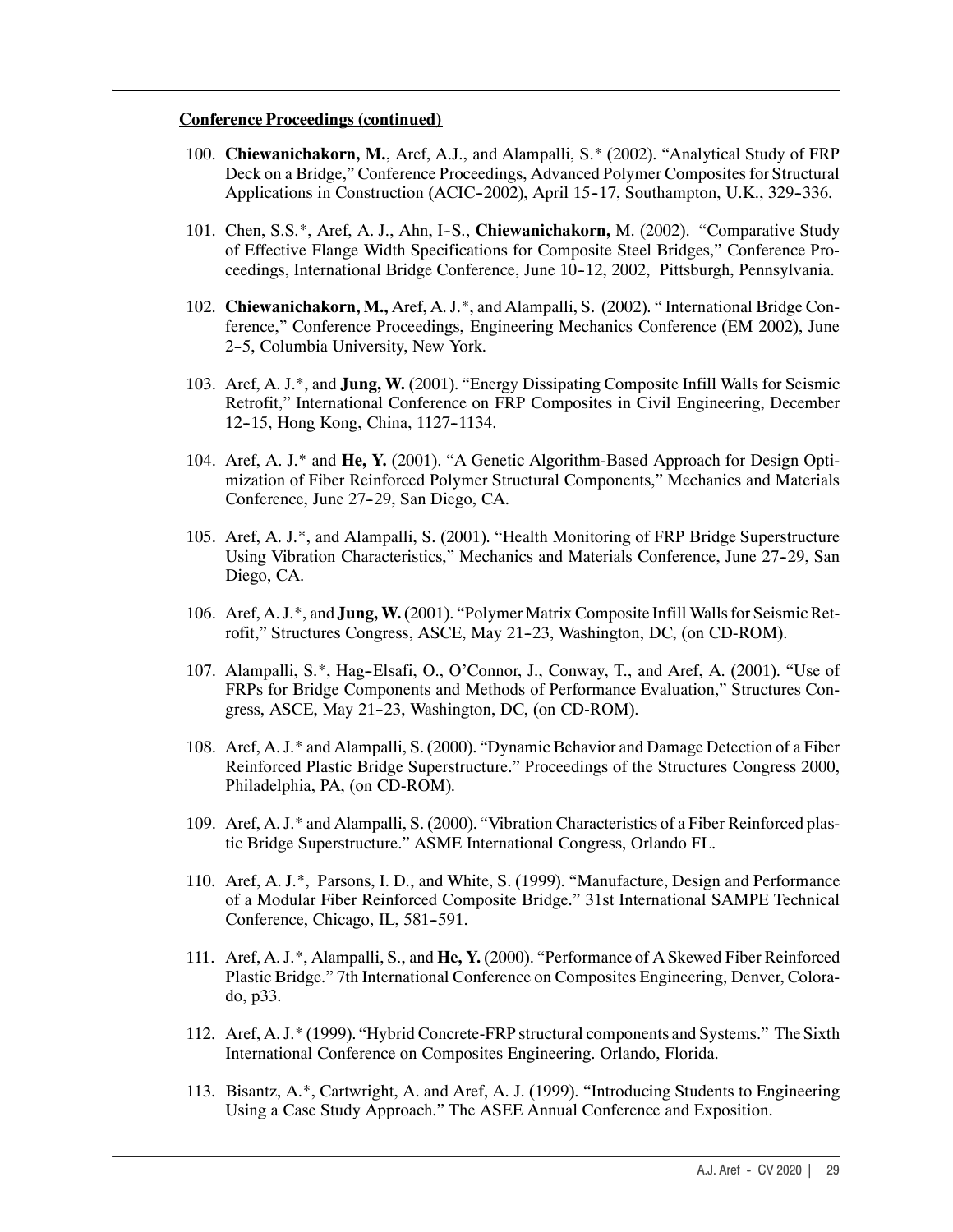**Conference Proceedings (continued)**

100. **Chiewanichakorn, M.**, Aref, A.J., and Alampalli, S.* (2002). "Analytical Study of FRP Deck on a Bridge," Conference Proceedings, Advanced Polymer Composites for Structural Applications in Construction (ACIC-2002), April 15-17, Southampton, U.K., 329-336.

101. Chen, S.S.*, Aref, A. J., Ahn, I-S., **Chiewanichakorn,** M. (2002). "Comparative Study of Effective Flange Width Specifications for Composite Steel Bridges," Conference Proceedings, International Bridge Conference, June 10-12, 2002, Pittsburgh, Pennsylvania.

102. **Chiewanichakorn, M.,** Aref, A. J.*, and Alampalli, S. (2002). " International Bridge Conference," Conference Proceedings, Engineering Mechanics Conference (EM 2002), June 2-5, Columbia University, New York.

103. Aref, A. J.*, and **Jung, W.** (2001). "Energy Dissipating Composite Infill Walls for Seismic Retrofit," International Conference on FRP Composites in Civil Engineering, December 12-15, Hong Kong, China, 1127-1134.

104. Aref, A. J.* and **He, Y.** (2001). "A Genetic Algorithm-Based Approach for Design Optimization of Fiber Reinforced Polymer Structural Components," Mechanics and Materials Conference, June 27-29, San Diego, CA.

105. Aref, A. J.*, and Alampalli, S. (2001). "Health Monitoring of FRP Bridge Superstructure Using Vibration Characteristics," Mechanics and Materials Conference, June 27-29, San Diego, CA.

106. Aref, A. J.*, and **Jung, W.** (2001). "Polymer Matrix Composite Infill Walls for Seismic Retrofit," Structures Congress, ASCE, May 21-23, Washington, DC, (on CD-ROM).

107. Alampalli, S.*, Hag-Elsafi, O., O'Connor, J., Conway, T., and Aref, A. (2001). "Use of FRPs for Bridge Components and Methods of Performance Evaluation," Structures Congress, ASCE, May 21-23, Washington, DC, (on CD-ROM).

108. Aref, A. J.* and Alampalli, S. (2000). "Dynamic Behavior and Damage Detection of a Fiber Reinforced Plastic Bridge Superstructure." Proceedings of the Structures Congress 2000, Philadelphia, PA, (on CD-ROM).

109. Aref, A. J.* and Alampalli, S. (2000). "Vibration Characteristics of a Fiber Reinforced plastic Bridge Superstructure." ASME International Congress, Orlando FL.

110. Aref, A. J.*, Parsons, I. D., and White, S. (1999). "Manufacture, Design and Performance of a Modular Fiber Reinforced Composite Bridge." 31st International SAMPE Technical Conference, Chicago, IL, 581-591.

111. Aref, A. J.*, Alampalli, S., and **He, Y.** (2000). "Performance of A Skewed Fiber Reinforced Plastic Bridge." 7th International Conference on Composites Engineering, Denver, Colorado, p33.

112. Aref, A. J.* (1999). "Hybrid Concrete-FRP structural components and Systems." The Sixth International Conference on Composites Engineering. Orlando, Florida.

113. Bisantz, A.*, Cartwright, A. and Aref, A. J. (1999). "Introducing Students to Engineering Using a Case Study Approach." The ASEE Annual Conference and Exposition.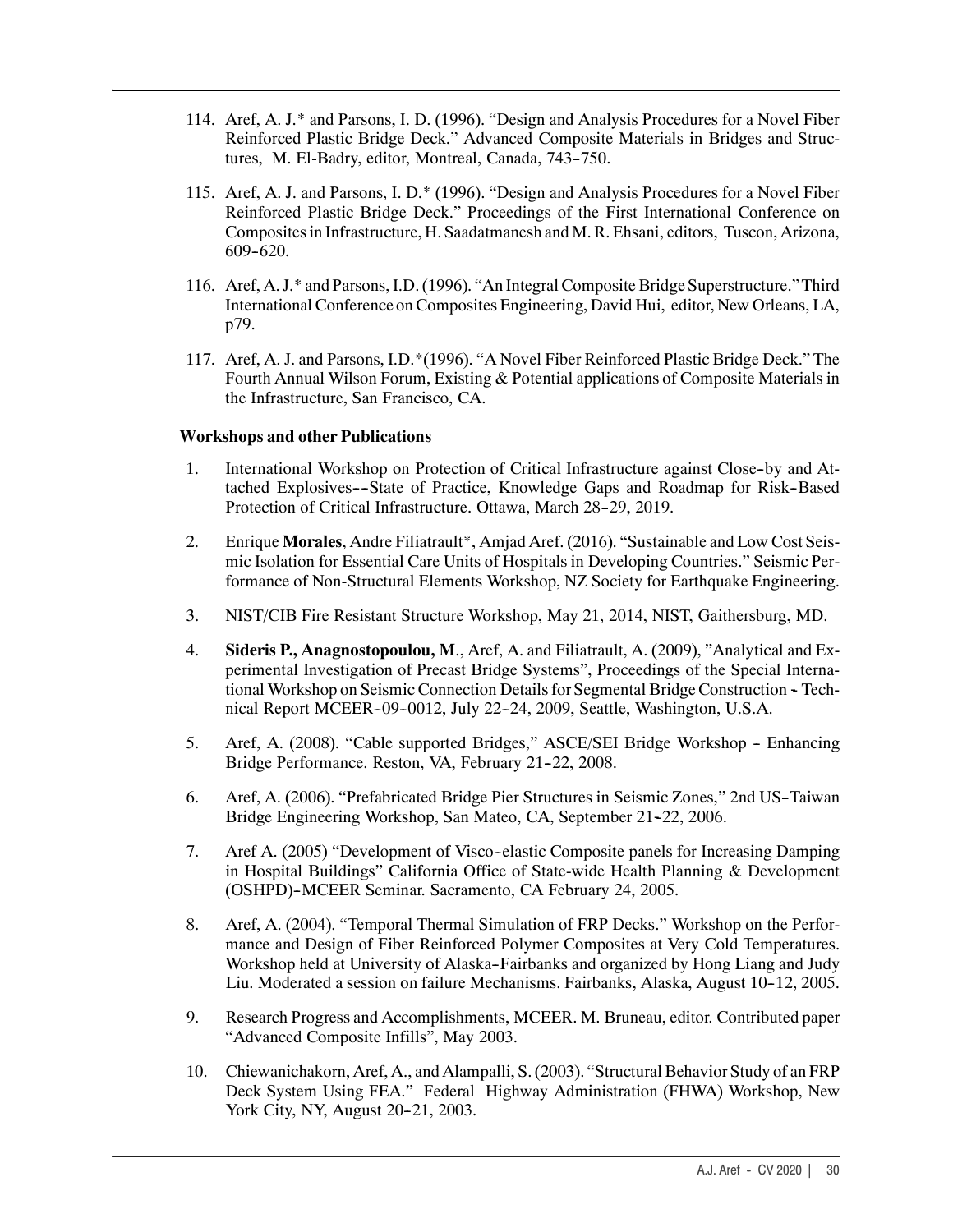114. Aref, A. J.* and Parsons, I. D. (1996). “Design and Analysis Procedures for a Novel Fiber Reinforced Plastic Bridge Deck.” Advanced Composite Materials in Bridges and Structures, M. El-Badry, editor, Montreal, Canada, 743-750.

115. Aref, A. J. and Parsons, I. D.* (1996). “Design and Analysis Procedures for a Novel Fiber Reinforced Plastic Bridge Deck.” Proceedings of the First International Conference on Composites in Infrastructure, H. Saadatmanesh and M. R. Ehsani, editors, Tuscon, Arizona, 609-620.

116. Aref, A. J.* and Parsons, I.D. (1996). “An Integral Composite Bridge Superstructure.” Third International Conference on Composites Engineering, David Hui, editor, New Orleans, LA, p79.

117. Aref, A. J. and Parsons, I.D.*(1996). “A Novel Fiber Reinforced Plastic Bridge Deck.” The Fourth Annual Wilson Forum, Existing & Potential applications of Composite Materials in the Infrastructure, San Francisco, CA.

**Workshops and other Publications**

1. International Workshop on Protection of Critical Infrastructure against Close-by and Attached Explosives--State of Practice, Knowledge Gaps and Roadmap for Risk-Based Protection of Critical Infrastructure. Ottawa, March 28-29, 2019.

2. Enrique **Morales**, Andre Filiatrault*, Amjad Aref. (2016). “Sustainable and Low Cost Seismic Isolation for Essential Care Units of Hospitals in Developing Countries.” Seismic Performance of Non-Structural Elements Workshop, NZ Society for Earthquake Engineering.

3. NIST/CIB Fire Resistant Structure Workshop, May 21, 2014, NIST, Gaithersburg, MD.

4. **Sideris P., Anagnostopoulou, M**., Aref, A. and Filiatrault, A. (2009), ”Analytical and Experimental Investigation of Precast Bridge Systems”, Proceedings of the Special International Workshop on Seismic Connection Details for Segmental Bridge Construction - Technical Report MCEER-09-0012, July 22-24, 2009, Seattle, Washington, U.S.A.

5. Aref, A. (2008). “Cable supported Bridges,” ASCE/SEI Bridge Workshop - Enhancing Bridge Performance. Reston, VA, February 21-22, 2008.

6. Aref, A. (2006). “Prefabricated Bridge Pier Structures in Seismic Zones,” 2nd US-Taiwan Bridge Engineering Workshop, San Mateo, CA, September 21-22, 2006.

7. Aref A. (2005) “Development of Visco-elastic Composite panels for Increasing Damping in Hospital Buildings” California Office of State-wide Health Planning & Development (OSHPD)-MCEER Seminar. Sacramento, CA February 24, 2005.

8. Aref, A. (2004). “Temporal Thermal Simulation of FRP Decks.” Workshop on the Performance and Design of Fiber Reinforced Polymer Composites at Very Cold Temperatures. Workshop held at University of Alaska-Fairbanks and organized by Hong Liang and Judy Liu. Moderated a session on failure Mechanisms. Fairbanks, Alaska, August 10-12, 2005.

9. Research Progress and Accomplishments, MCEER. M. Bruneau, editor. Contributed paper “Advanced Composite Infills”, May 2003.

10. Chiewanichakorn, Aref, A., and Alampalli, S. (2003). “Structural Behavior Study of an FRP Deck System Using FEA.” Federal Highway Administration (FHWA) Workshop, New York City, NY, August 20-21, 2003.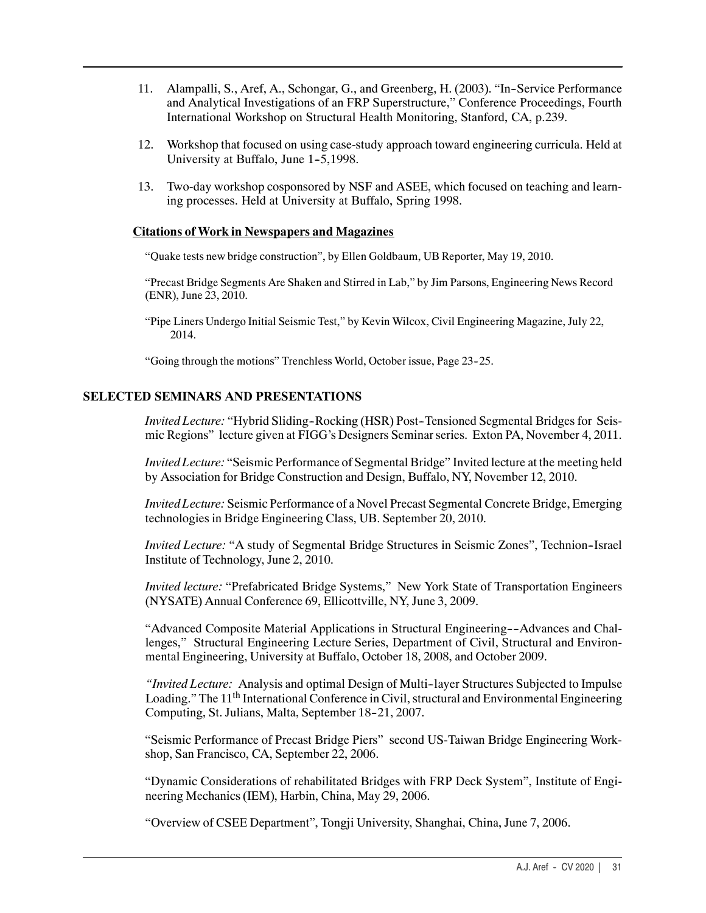11. Alampalli, S., Aref, A., Schongar, G., and Greenberg, H. (2003). "In-Service Performance and Analytical Investigations of an FRP Superstructure," Conference Proceedings, Fourth International Workshop on Structural Health Monitoring, Stanford, CA, p.239.

12. Workshop that focused on using case-study approach toward engineering curricula. Held at University at Buffalo, June 1-5,1998.

13. Two-day workshop cosponsored by NSF and ASEE, which focused on teaching and learning processes. Held at University at Buffalo, Spring 1998.

**Citations of Work in Newspapers and Magazines**

"Quake tests new bridge construction", by Ellen Goldbaum, UB Reporter, May 19, 2010.

"Precast Bridge Segments Are Shaken and Stirred in Lab," by Jim Parsons, Engineering News Record (ENR), June 23, 2010.

"Pipe Liners Undergo Initial Seismic Test," by Kevin Wilcox, Civil Engineering Magazine, July 22, 2014.

"Going through the motions" Trenchless World, October issue, Page 23-25.

## SELECTED SEMINARS AND PRESENTATIONS

*Invited Lecture:* "Hybrid Sliding-Rocking (HSR) Post-Tensioned Segmental Bridges for Seismic Regions" lecture given at FIGG's Designers Seminar series. Exton PA, November 4, 2011.

*Invited Lecture:* "Seismic Performance of Segmental Bridge" Invited lecture at the meeting held by Association for Bridge Construction and Design, Buffalo, NY, November 12, 2010.

*Invited Lecture:* Seismic Performance of a Novel Precast Segmental Concrete Bridge, Emerging technologies in Bridge Engineering Class, UB. September 20, 2010.

*Invited Lecture:* "A study of Segmental Bridge Structures in Seismic Zones", Technion-Israel Institute of Technology, June 2, 2010.

*Invited lecture:* "Prefabricated Bridge Systems," New York State of Transportation Engineers (NYSATE) Annual Conference 69, Ellicottville, NY, June 3, 2009.

"Advanced Composite Material Applications in Structural Engineering--Advances and Challenges," Structural Engineering Lecture Series, Department of Civil, Structural and Environmental Engineering, University at Buffalo, October 18, 2008, and October 2009.

*"Invited Lecture:* Analysis and optimal Design of Multi-layer Structures Subjected to Impulse Loading." The 11th International Conference in Civil, structural and Environmental Engineering Computing, St. Julians, Malta, September 18-21, 2007.

"Seismic Performance of Precast Bridge Piers" second US-Taiwan Bridge Engineering Workshop, San Francisco, CA, September 22, 2006.

"Dynamic Considerations of rehabilitated Bridges with FRP Deck System", Institute of Engineering Mechanics (IEM), Harbin, China, May 29, 2006.

"Overview of CSEE Department", Tongji University, Shanghai, China, June 7, 2006.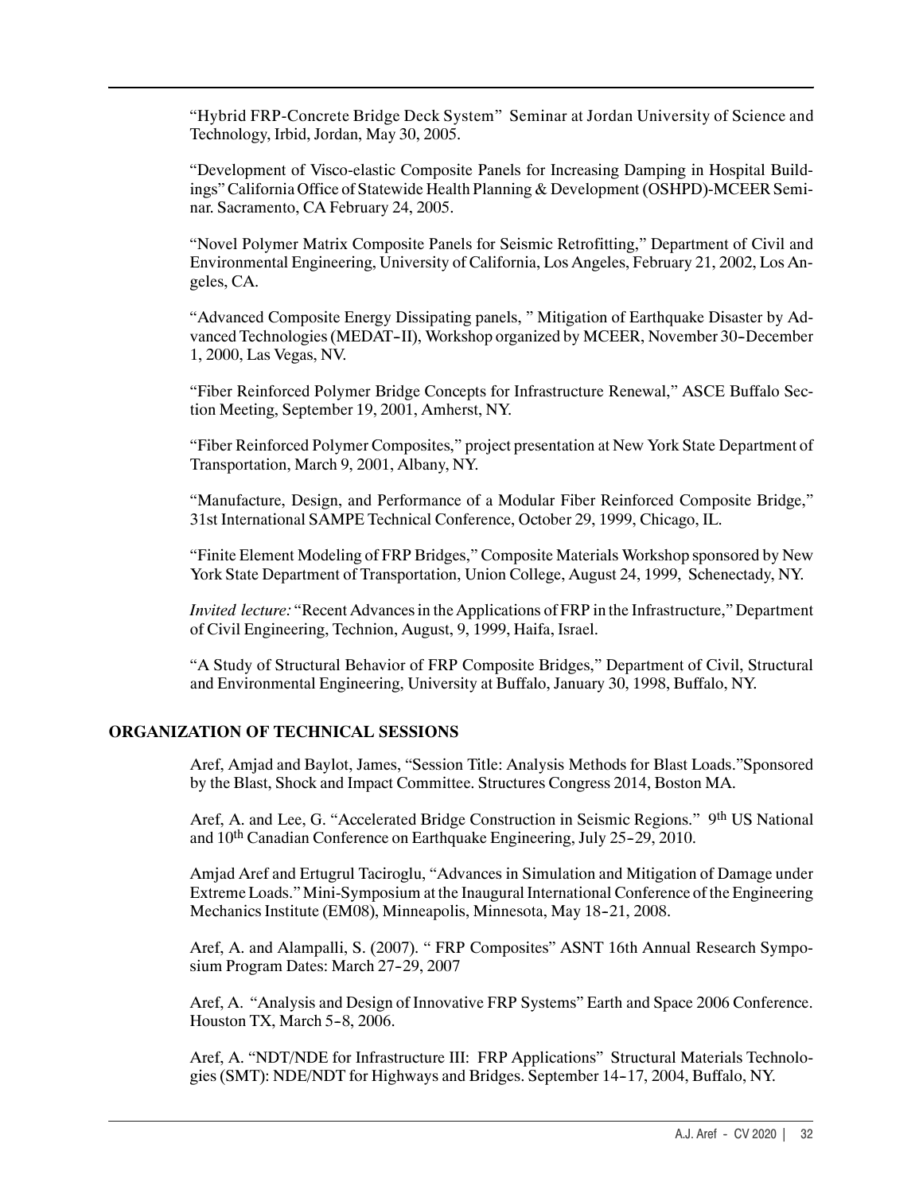"Hybrid FRP-Concrete Bridge Deck System" Seminar at Jordan University of Science and Technology, Irbid, Jordan, May 30, 2005.

"Development of Visco-elastic Composite Panels for Increasing Damping in Hospital Buildings" California Office of Statewide Health Planning & Development (OSHPD)-MCEER Seminar. Sacramento, CA February 24, 2005.

"Novel Polymer Matrix Composite Panels for Seismic Retrofitting," Department of Civil and Environmental Engineering, University of California, Los Angeles, February 21, 2002, Los Angeles, CA.

"Advanced Composite Energy Dissipating panels, " Mitigation of Earthquake Disaster by Advanced Technologies (MEDAT-II), Workshop organized by MCEER, November 30–December 1, 2000, Las Vegas, NV.

"Fiber Reinforced Polymer Bridge Concepts for Infrastructure Renewal," ASCE Buffalo Section Meeting, September 19, 2001, Amherst, NY.

"Fiber Reinforced Polymer Composites," project presentation at New York State Department of Transportation, March 9, 2001, Albany, NY.

"Manufacture, Design, and Performance of a Modular Fiber Reinforced Composite Bridge," 31st International SAMPE Technical Conference, October 29, 1999, Chicago, IL.

"Finite Element Modeling of FRP Bridges," Composite Materials Workshop sponsored by New York State Department of Transportation, Union College, August 24, 1999, Schenectady, NY.

*Invited lecture:* "Recent Advances in the Applications of FRP in the Infrastructure," Department of Civil Engineering, Technion, August, 9, 1999, Haifa, Israel.

"A Study of Structural Behavior of FRP Composite Bridges," Department of Civil, Structural and Environmental Engineering, University at Buffalo, January 30, 1998, Buffalo, NY.

## ORGANIZATION OF TECHNICAL SESSIONS

Aref, Amjad and Baylot, James, "Session Title: Analysis Methods for Blast Loads."Sponsored by the Blast, Shock and Impact Committee. Structures Congress 2014, Boston MA.

Aref, A. and Lee, G. "Accelerated Bridge Construction in Seismic Regions." 9th US National and 10th Canadian Conference on Earthquake Engineering, July 25–29, 2010.

Amjad Aref and Ertugrul Taciroglu, "Advances in Simulation and Mitigation of Damage under Extreme Loads." Mini-Symposium at the Inaugural International Conference of the Engineering Mechanics Institute (EM08), Minneapolis, Minnesota, May 18–21, 2008.

Aref, A. and Alampalli, S. (2007). " FRP Composites" ASNT 16th Annual Research Symposium Program Dates: March 27–29, 2007

Aref, A. "Analysis and Design of Innovative FRP Systems" Earth and Space 2006 Conference. Houston TX, March 5–8, 2006.

Aref, A. "NDT/NDE for Infrastructure III: FRP Applications" Structural Materials Technologies (SMT): NDE/NDT for Highways and Bridges. September 14–17, 2004, Buffalo, NY.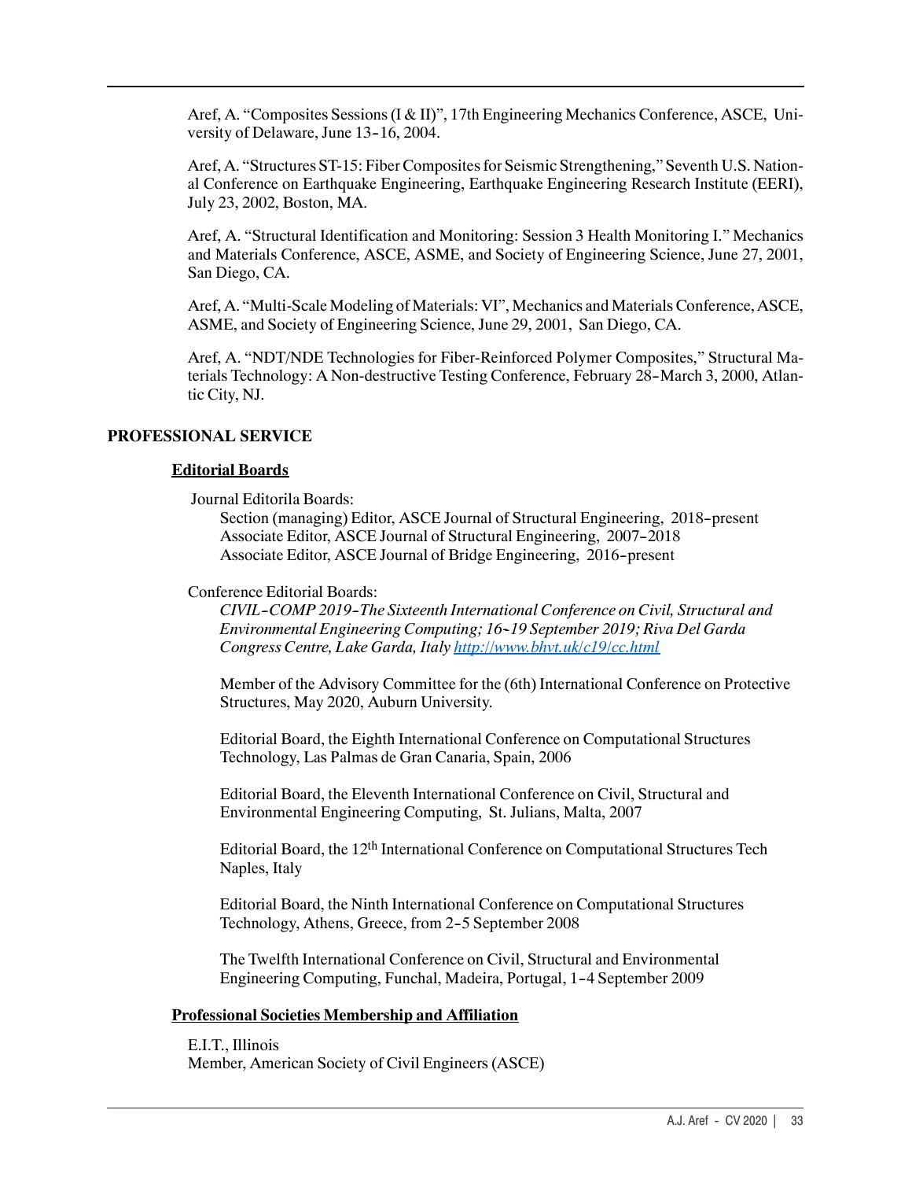Aref, A. "Composites Sessions (I & II)", 17th Engineering Mechanics Conference, ASCE, University of Delaware, June 13–16, 2004.

Aref, A. "Structures ST-15: Fiber Composites for Seismic Strengthening," Seventh U.S. National Conference on Earthquake Engineering, Earthquake Engineering Research Institute (EERI), July 23, 2002, Boston, MA.

Aref, A. "Structural Identification and Monitoring: Session 3 Health Monitoring I." Mechanics and Materials Conference, ASCE, ASME, and Society of Engineering Science, June 27, 2001, San Diego, CA.

Aref, A. "Multi-Scale Modeling of Materials: VI", Mechanics and Materials Conference, ASCE, ASME, and Society of Engineering Science, June 29, 2001, San Diego, CA.

Aref, A. "NDT/NDE Technologies for Fiber-Reinforced Polymer Composites," Structural Materials Technology: A Non-destructive Testing Conference, February 28–March 3, 2000, Atlantic City, NJ.

## PROFESSIONAL SERVICE

### Editorial Boards

Journal Editorila Boards:

Section (managing) Editor, ASCE Journal of Structural Engineering, 2018–present
Associate Editor, ASCE Journal of Structural Engineering, 2007–2018
Associate Editor, ASCE Journal of Bridge Engineering, 2016–present

Conference Editorial Boards:

*CIVIL-COMP 2019-The Sixteenth International Conference on Civil, Structural and Environmental Engineering Computing; 16-19 September 2019; Riva Del Garda Congress Centre, Lake Garda, Italy* [http://www.bhvt.uk/c19/cc.html](http://www.bhvt.uk/c19/cc.html)

Member of the Advisory Committee for the (6th) International Conference on Protective Structures, May 2020, Auburn University.

Editorial Board, the Eighth International Conference on Computational Structures Technology, Las Palmas de Gran Canaria, Spain, 2006

Editorial Board, the Eleventh International Conference on Civil, Structural and Environmental Engineering Computing, St. Julians, Malta, 2007

Editorial Board, the 12th International Conference on Computational Structures Tech Naples, Italy

Editorial Board, the Ninth International Conference on Computational Structures Technology, Athens, Greece, from 2–5 September 2008

The Twelfth International Conference on Civil, Structural and Environmental Engineering Computing, Funchal, Madeira, Portugal, 1–4 September 2009

### Professional Societies Membership and Affiliation

E.I.T., Illinois
Member, American Society of Civil Engineers (ASCE)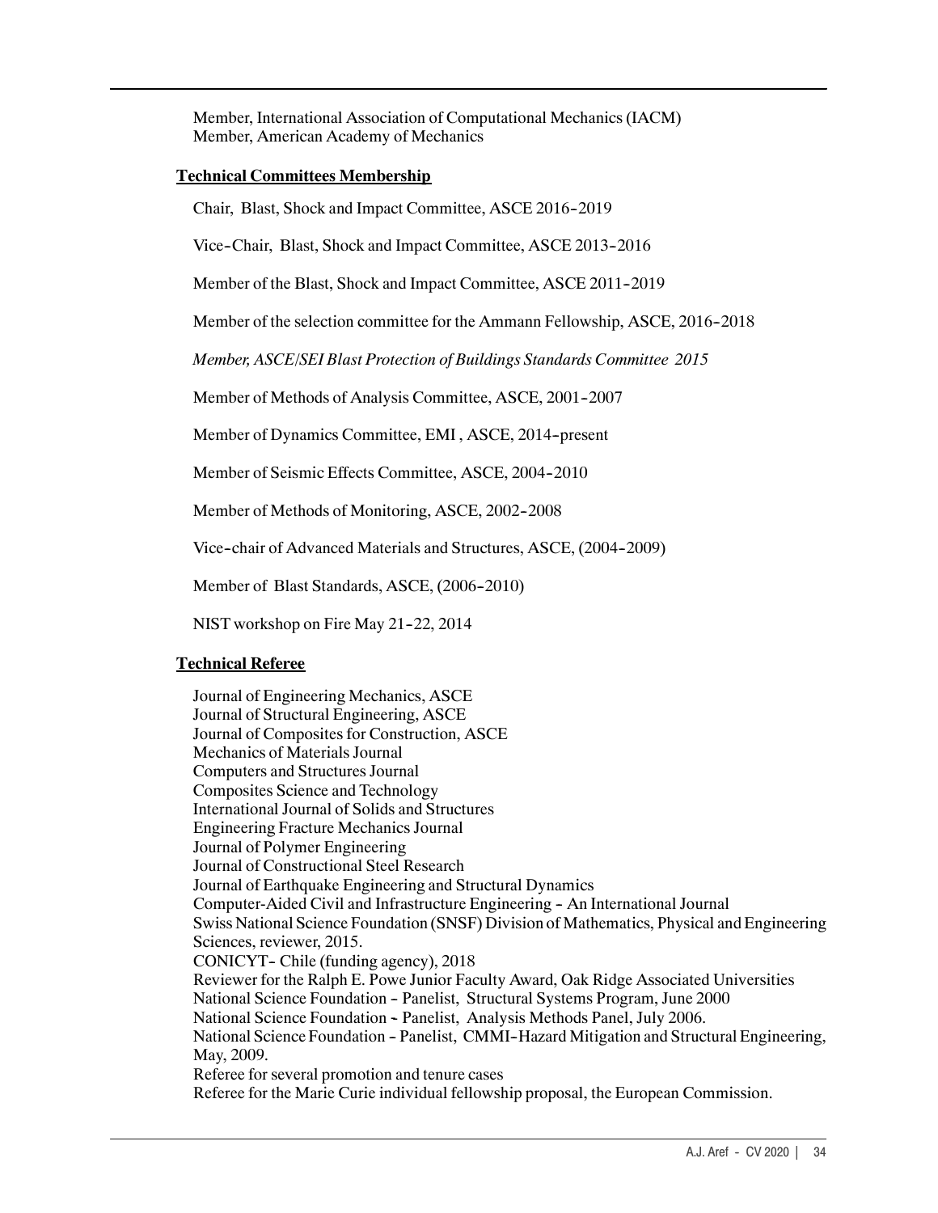Member, International Association of Computational Mechanics (IACM)
Member, American Academy of Mechanics

**Technical Committees Membership**

Chair, Blast, Shock and Impact Committee, ASCE 2016-2019

Vice-Chair, Blast, Shock and Impact Committee, ASCE 2013-2016

Member of the Blast, Shock and Impact Committee, ASCE 2011-2019

Member of the selection committee for the Ammann Fellowship, ASCE, 2016-2018

*Member, ASCE/SEI Blast Protection of Buildings Standards Committee 2015*

Member of Methods of Analysis Committee, ASCE, 2001-2007

Member of Dynamics Committee, EMI, ASCE, 2014-present

Member of Seismic Effects Committee, ASCE, 2004-2010

Member of Methods of Monitoring, ASCE, 2002-2008

Vice-chair of Advanced Materials and Structures, ASCE, (2004-2009)

Member of Blast Standards, ASCE, (2006-2010)

NIST workshop on Fire May 21-22, 2014

**Technical Referee**

Journal of Engineering Mechanics, ASCE
Journal of Structural Engineering, ASCE
Journal of Composites for Construction, ASCE
Mechanics of Materials Journal
Computers and Structures Journal
Composites Science and Technology
International Journal of Solids and Structures
Engineering Fracture Mechanics Journal
Journal of Polymer Engineering
Journal of Constructional Steel Research
Journal of Earthquake Engineering and Structural Dynamics
Computer-Aided Civil and Infrastructure Engineering - An International Journal
Swiss National Science Foundation (SNSF) Division of Mathematics, Physical and Engineering Sciences, reviewer, 2015.
CONICYT- Chile (funding agency), 2018
Reviewer for the Ralph E. Powe Junior Faculty Award, Oak Ridge Associated Universities
National Science Foundation - Panelist, Structural Systems Program, June 2000
National Science Foundation - Panelist, Analysis Methods Panel, July 2006.
National Science Foundation - Panelist, CMMI-Hazard Mitigation and Structural Engineering, May, 2009.
Referee for several promotion and tenure cases
Referee for the Marie Curie individual fellowship proposal, the European Commission.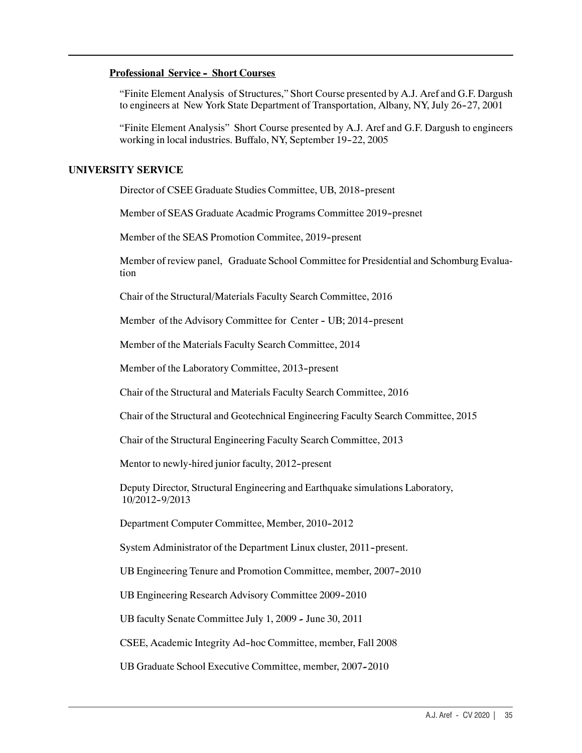#### Professional Service - Short Courses

"Finite Element Analysis of Structures," Short Course presented by A.J. Aref and G.F. Dargush to engineers at New York State Department of Transportation, Albany, NY, July 26-27, 2001

"Finite Element Analysis" Short Course presented by A.J. Aref and G.F. Dargush to engineers working in local industries. Buffalo, NY, September 19-22, 2005

## UNIVERSITY SERVICE

Director of CSEE Graduate Studies Committee, UB, 2018-present

Member of SEAS Graduate Acadmic Programs Committee 2019-presnet

Member of the SEAS Promotion Commitee, 2019-present

Member of review panel, Graduate School Committee for Presidential and Schomburg Evaluation

Chair of the Structural/Materials Faculty Search Committee, 2016

Member of the Advisory Committee for Center - UB; 2014-present

Member of the Materials Faculty Search Committee, 2014

Member of the Laboratory Committee, 2013-present

Chair of the Structural and Materials Faculty Search Committee, 2016

Chair of the Structural and Geotechnical Engineering Faculty Search Committee, 2015

Chair of the Structural Engineering Faculty Search Committee, 2013

Mentor to newly-hired junior faculty, 2012-present

Deputy Director, Structural Engineering and Earthquake simulations Laboratory, 10/2012-9/2013

Department Computer Committee, Member, 2010-2012

System Administrator of the Department Linux cluster, 2011-present.

UB Engineering Tenure and Promotion Committee, member, 2007-2010

UB Engineering Research Advisory Committee 2009-2010

UB faculty Senate Committee July 1, 2009 - June 30, 2011

CSEE, Academic Integrity Ad-hoc Committee, member, Fall 2008

UB Graduate School Executive Committee, member, 2007-2010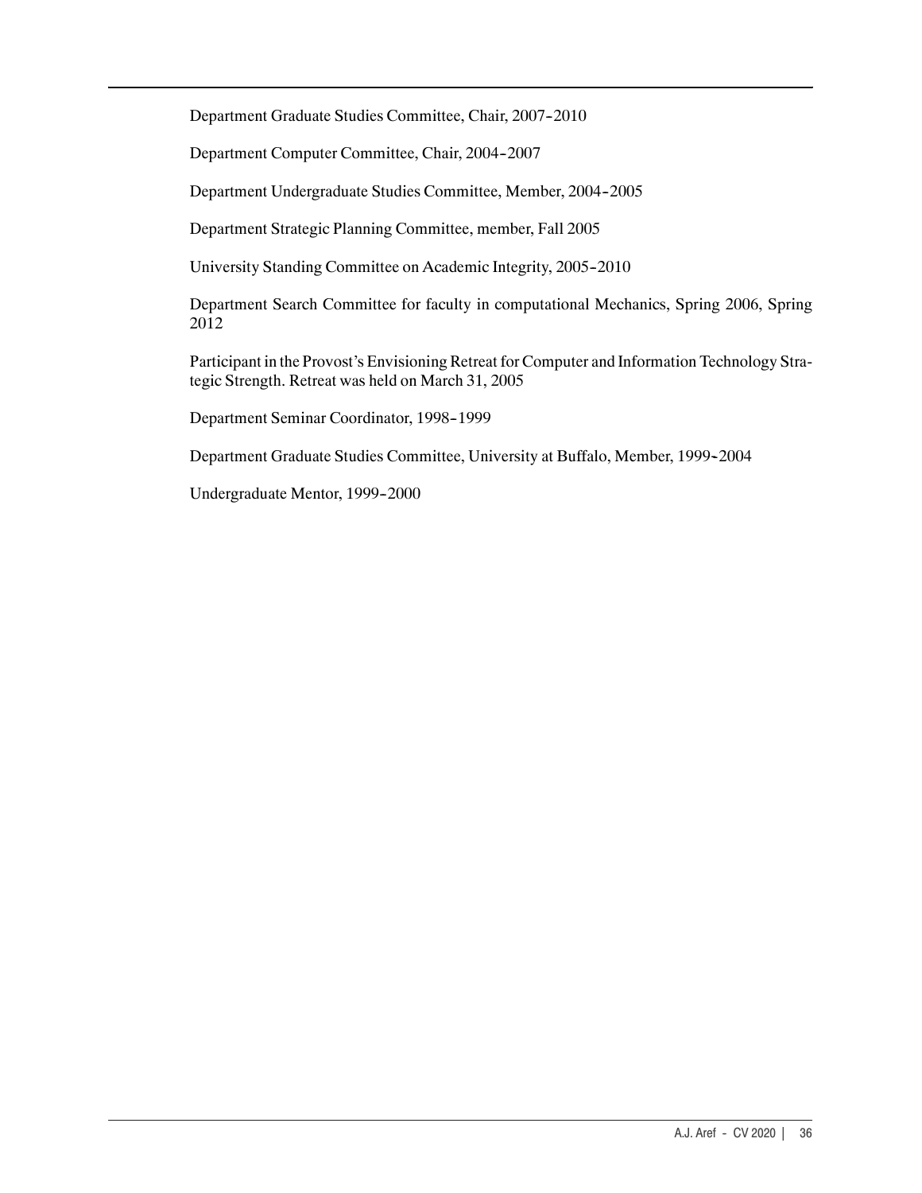Department Graduate Studies Committee, Chair, 2007–2010

Department Computer Committee, Chair, 2004–2007

Department Undergraduate Studies Committee, Member, 2004–2005

Department Strategic Planning Committee, member, Fall 2005

University Standing Committee on Academic Integrity, 2005–2010

Department Search Committee for faculty in computational Mechanics, Spring 2006, Spring 2012

Participant in the Provost's Envisioning Retreat for Computer and Information Technology Strategic Strength. Retreat was held on March 31, 2005

Department Seminar Coordinator, 1998–1999

Department Graduate Studies Committee, University at Buffalo, Member, 1999–2004

Undergraduate Mentor, 1999–2000